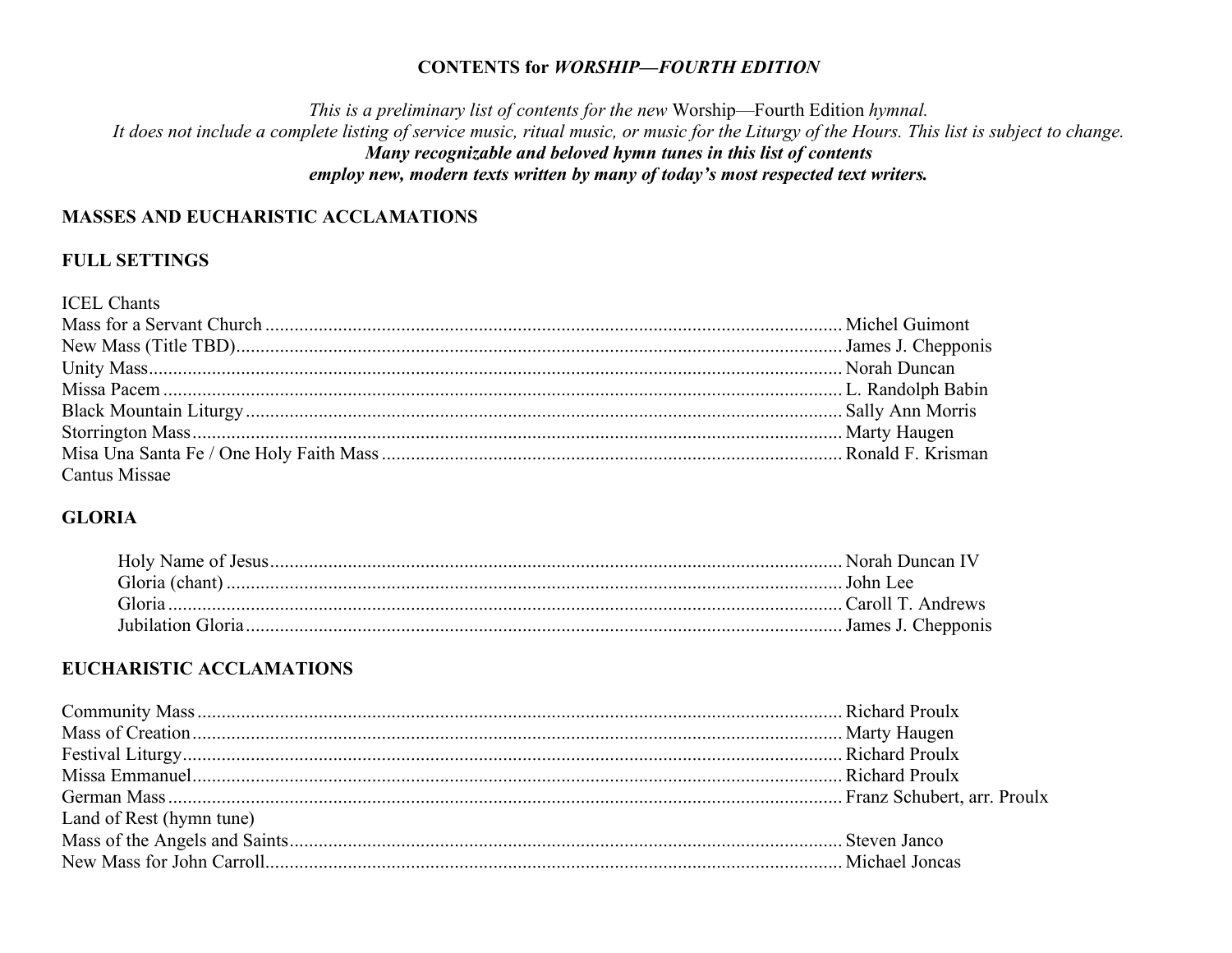**CONTENTS for *WORSHIP—FOURTH EDITION***

*This is a preliminary list of contents for the new* Worship—Fourth Edition *hymnal.*
*It does not include a complete listing of service music, ritual music, or music for the Liturgy of the Hours. This list is subject to change.*
***Many recognizable and beloved hymn tunes in this list of contents***
***employ new, modern texts written by many of today's most respected text writers.***

## MASSES AND EUCHARISTIC ACCLAMATIONS

### FULL SETTINGS

ICEL Chants
Mass for a Servant Church ........ Michel Guimont
New Mass (Title TBD) ........ James J. Chepponis
Unity Mass ........ Norah Duncan
Missa Pacem ........ L. Randolph Babin
Black Mountain Liturgy ........ Sally Ann Morris
Storrington Mass ........ Marty Haugen
Misa Una Santa Fe / One Holy Faith Mass ........ Ronald F. Krisman
Cantus Missae

### GLORIA

Holy Name of Jesus ........ Norah Duncan IV
Gloria (chant) ........ John Lee
Gloria ........ Caroll T. Andrews
Jubilation Gloria ........ James J. Chepponis

### EUCHARISTIC ACCLAMATIONS

Community Mass ........ Richard Proulx
Mass of Creation ........ Marty Haugen
Festival Liturgy ........ Richard Proulx
Missa Emmanuel ........ Richard Proulx
German Mass ........ Franz Schubert, arr. Proulx
Land of Rest (hymn tune)
Mass of the Angels and Saints ........ Steven Janco
New Mass for John Carroll ........ Michael Joncas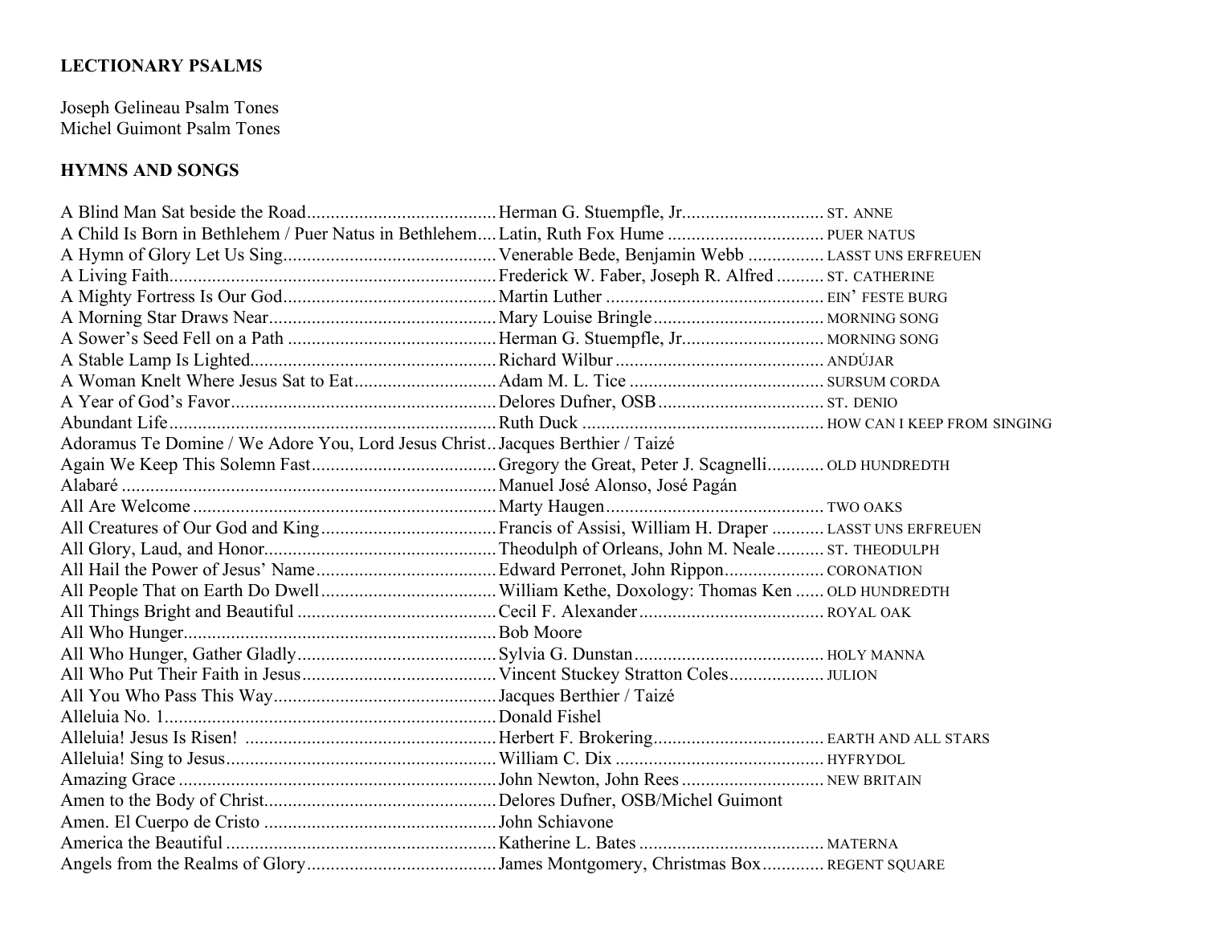**LECTIONARY PSALMS**

Joseph Gelineau Psalm Tones
Michel Guimont Psalm Tones

**HYMNS AND SONGS**

| Title | Author | Tune |
|---|---|---|
| A Blind Man Sat beside the Road | Herman G. Stuempfle, Jr. | ST. ANNE |
| A Child Is Born in Bethlehem / Puer Natus in Bethlehem | Latin, Ruth Fox Hume | PUER NATUS |
| A Hymn of Glory Let Us Sing | Venerable Bede, Benjamin Webb | LASST UNS ERFREUEN |
| A Living Faith | Frederick W. Faber, Joseph R. Alfred | ST. CATHERINE |
| A Mighty Fortress Is Our God | Martin Luther | EIN' FESTE BURG |
| A Morning Star Draws Near | Mary Louise Bringle | MORNING SONG |
| A Sower's Seed Fell on a Path | Herman G. Stuempfle, Jr. | MORNING SONG |
| A Stable Lamp Is Lighted | Richard Wilbur | ANDÚJAR |
| A Woman Knelt Where Jesus Sat to Eat | Adam M. L. Tice | SURSUM CORDA |
| A Year of God's Favor | Delores Dufner, OSB | ST. DENIO |
| Abundant Life | Ruth Duck | HOW CAN I KEEP FROM SINGING |
| Adoramus Te Domine / We Adore You, Lord Jesus Christ | Jacques Berthier / Taizé | |
| Again We Keep This Solemn Fast | Gregory the Great, Peter J. Scagnelli | OLD HUNDREDTH |
| Alabaré | Manuel José Alonso, José Pagán | |
| All Are Welcome | Marty Haugen | TWO OAKS |
| All Creatures of Our God and King | Francis of Assisi, William H. Draper | LASST UNS ERFREUEN |
| All Glory, Laud, and Honor | Theodulph of Orleans, John M. Neale | ST. THEODULPH |
| All Hail the Power of Jesus' Name | Edward Perronet, John Rippon | CORONATION |
| All People That on Earth Do Dwell | William Kethe, Doxology: Thomas Ken | OLD HUNDREDTH |
| All Things Bright and Beautiful | Cecil F. Alexander | ROYAL OAK |
| All Who Hunger | Bob Moore | |
| All Who Hunger, Gather Gladly | Sylvia G. Dunstan | HOLY MANNA |
| All Who Put Their Faith in Jesus | Vincent Stuckey Stratton Coles | JULION |
| All You Who Pass This Way | Jacques Berthier / Taizé | |
| Alleluia No. 1 | Donald Fishel | |
| Alleluia! Jesus Is Risen! | Herbert F. Brokering | EARTH AND ALL STARS |
| Alleluia! Sing to Jesus | William C. Dix | HYFRYDOL |
| Amazing Grace | John Newton, John Rees | NEW BRITAIN |
| Amen to the Body of Christ | Delores Dufner, OSB/Michel Guimont | |
| Amen. El Cuerpo de Cristo | John Schiavone | |
| America the Beautiful | Katherine L. Bates | MATERNA |
| Angels from the Realms of Glory | James Montgomery, Christmas Box | REGENT SQUARE |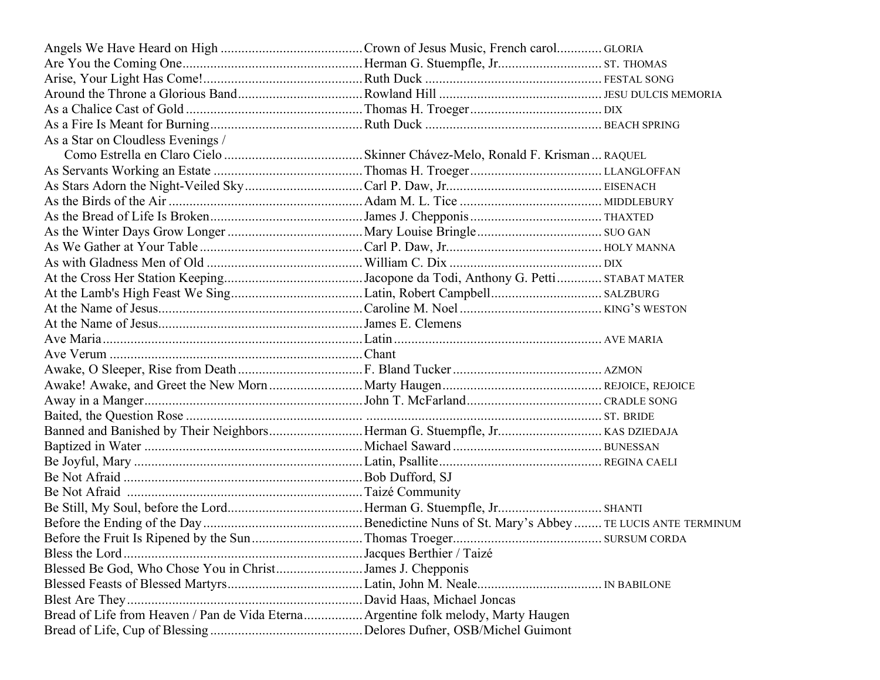| Title | Author/Source | Tune |
|---|---|---|
| Angels We Have Heard on High | Crown of Jesus Music, French carol | GLORIA |
| Are You the Coming One | Herman G. Stuempfle, Jr. | ST. THOMAS |
| Arise, Your Light Has Come! | Ruth Duck | FESTAL SONG |
| Around the Throne a Glorious Band | Rowland Hill | JESU DULCIS MEMORIA |
| As a Chalice Cast of Gold | Thomas H. Troeger | DIX |
| As a Fire Is Meant for Burning | Ruth Duck | BEACH SPRING |
| As a Star on Cloudless Evenings / Como Estrella en Claro Cielo | Skinner Chávez-Melo, Ronald F. Krisman | RAQUEL |
| As Servants Working an Estate | Thomas H. Troeger | LLANGLOFFAN |
| As Stars Adorn the Night-Veiled Sky | Carl P. Daw, Jr. | EISENACH |
| As the Birds of the Air | Adam M. L. Tice | MIDDLEBURY |
| As the Bread of Life Is Broken | James J. Chepponis | THAXTED |
| As the Winter Days Grow Longer | Mary Louise Bringle | SUO GAN |
| As We Gather at Your Table | Carl P. Daw, Jr. | HOLY MANNA |
| As with Gladness Men of Old | William C. Dix | DIX |
| At the Cross Her Station Keeping | Jacopone da Todi, Anthony G. Petti | STABAT MATER |
| At the Lamb's High Feast We Sing | Latin, Robert Campbell | SALZBURG |
| At the Name of Jesus | Caroline M. Noel | KING'S WESTON |
| At the Name of Jesus | James E. Clemens | |
| Ave Maria | Latin | AVE MARIA |
| Ave Verum | Chant | |
| Awake, O Sleeper, Rise from Death | F. Bland Tucker | AZMON |
| Awake! Awake, and Greet the New Morn | Marty Haugen | REJOICE, REJOICE |
| Away in a Manger | John T. McFarland | CRADLE SONG |
| Baited, the Question Rose | | ST. BRIDE |
| Banned and Banished by Their Neighbors | Herman G. Stuempfle, Jr. | KAS DZIEDAJA |
| Baptized in Water | Michael Saward | BUNESSAN |
| Be Joyful, Mary | Latin, Psallite | REGINA CAELI |
| Be Not Afraid | Bob Dufford, SJ | |
| Be Not Afraid | Taizé Community | |
| Be Still, My Soul, before the Lord | Herman G. Stuempfle, Jr. | SHANTI |
| Before the Ending of the Day | Benedictine Nuns of St. Mary's Abbey | TE LUCIS ANTE TERMINUM |
| Before the Fruit Is Ripened by the Sun | Thomas Troeger | SURSUM CORDA |
| Bless the Lord | Jacques Berthier / Taizé | |
| Blessed Be God, Who Chose You in Christ | James J. Chepponis | |
| Blessed Feasts of Blessed Martyrs | Latin, John M. Neale | IN BABILONE |
| Blest Are They | David Haas, Michael Joncas | |
| Bread of Life from Heaven / Pan de Vida Eterna | Argentine folk melody, Marty Haugen | |
| Bread of Life, Cup of Blessing | Delores Dufner, OSB/Michel Guimont | |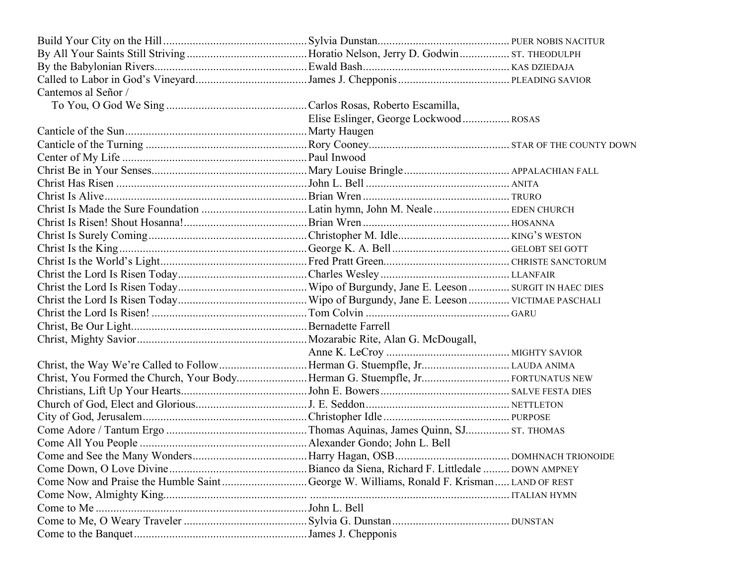| Title | Author(s) | Tune |
| --- | --- | --- |
| Build Your City on the Hill | Sylvia Dunstan | PUER NOBIS NACITUR |
| By All Your Saints Still Striving | Horatio Nelson, Jerry D. Godwin | ST. THEODULPH |
| By the Babylonian Rivers | Ewald Bash | KAS DZIEDAJA |
| Called to Labor in God's Vineyard | James J. Chepponis | PLEADING SAVIOR |
| Cantemos al Señor / To You, O God We Sing | Carlos Rosas, Roberto Escamilla, Elise Eslinger, George Lockwood | ROSAS |
| Canticle of the Sun | Marty Haugen | |
| Canticle of the Turning | Rory Cooney | STAR OF THE COUNTY DOWN |
| Center of My Life | Paul Inwood | |
| Christ Be in Your Senses | Mary Louise Bringle | APPALACHIAN FALL |
| Christ Has Risen | John L. Bell | ANITA |
| Christ Is Alive | Brian Wren | TRURO |
| Christ Is Made the Sure Foundation | Latin hymn, John M. Neale | EDEN CHURCH |
| Christ Is Risen! Shout Hosanna! | Brian Wren | HOSANNA |
| Christ Is Surely Coming | Christopher M. Idle | KING'S WESTON |
| Christ Is the King | George K. A. Bell | GELOBT SEI GOTT |
| Christ Is the World's Light | Fred Pratt Green | CHRISTE SANCTORUM |
| Christ the Lord Is Risen Today | Charles Wesley | LLANFAIR |
| Christ the Lord Is Risen Today | Wipo of Burgundy, Jane E. Leeson | SURGIT IN HAEC DIES |
| Christ the Lord Is Risen Today | Wipo of Burgundy, Jane E. Leeson | VICTIMAE PASCHALI |
| Christ the Lord Is Risen! | Tom Colvin | GARU |
| Christ, Be Our Light | Bernadette Farrell | |
| Christ, Mighty Savior | Mozarabic Rite, Alan G. McDougall, Anne K. LeCroy | MIGHTY SAVIOR |
| Christ, the Way We're Called to Follow | Herman G. Stuempfle, Jr. | LAUDA ANIMA |
| Christ, You Formed the Church, Your Body | Herman G. Stuempfle, Jr. | FORTUNATUS NEW |
| Christians, Lift Up Your Hearts | John E. Bowers | SALVE FESTA DIES |
| Church of God, Elect and Glorious | J. E. Seddon | NETTLETON |
| City of God, Jerusalem | Christopher Idle | PURPOSE |
| Come Adore / Tantum Ergo | Thomas Aquinas, James Quinn, SJ | ST. THOMAS |
| Come All You People | Alexander Gondo; John L. Bell | |
| Come and See the Many Wonders | Harry Hagan, OSB | DOMHNACH TRIONOIDE |
| Come Down, O Love Divine | Bianco da Siena, Richard F. Littledale | DOWN AMPNEY |
| Come Now and Praise the Humble Saint | George W. Williams, Ronald F. Krisman | LAND OF REST |
| Come Now, Almighty King | | ITALIAN HYMN |
| Come to Me | John L. Bell | |
| Come to Me, O Weary Traveler | Sylvia G. Dunstan | DUNSTAN |
| Come to the Banquet | James J. Chepponis | |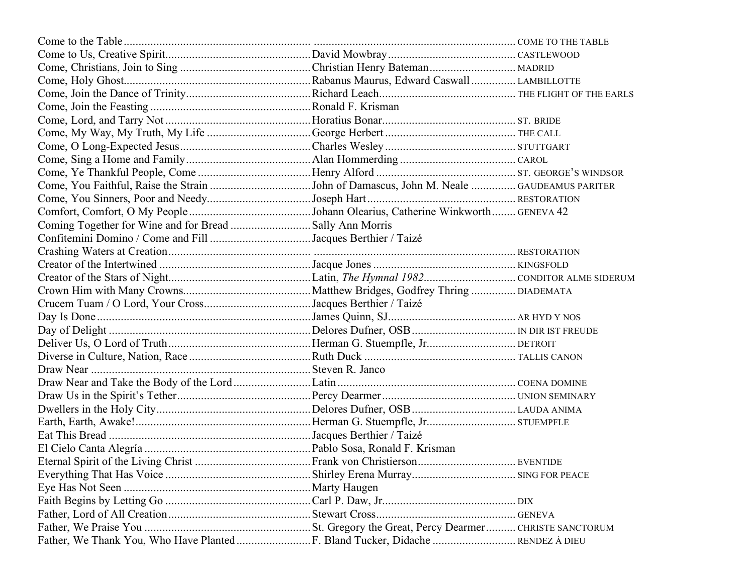| Title | Author | Tune |
| --- | --- | --- |
| Come to the Table | | COME TO THE TABLE |
| Come to Us, Creative Spirit | David Mowbray | CASTLEWOOD |
| Come, Christians, Join to Sing | Christian Henry Bateman | MADRID |
| Come, Holy Ghost | Rabanus Maurus, Edward Caswall | LAMBILLOTTE |
| Come, Join the Dance of Trinity | Richard Leach | THE FLIGHT OF THE EARLS |
| Come, Join the Feasting | Ronald F. Krisman | |
| Come, Lord, and Tarry Not | Horatius Bonar | ST. BRIDE |
| Come, My Way, My Truth, My Life | George Herbert | THE CALL |
| Come, O Long-Expected Jesus | Charles Wesley | STUTTGART |
| Come, Sing a Home and Family | Alan Hommerding | CAROL |
| Come, Ye Thankful People, Come | Henry Alford | ST. GEORGE'S WINDSOR |
| Come, You Faithful, Raise the Strain | John of Damascus, John M. Neale | GAUDEAMUS PARITER |
| Come, You Sinners, Poor and Needy | Joseph Hart | RESTORATION |
| Comfort, Comfort, O My People | Johann Olearius, Catherine Winkworth | GENEVA 42 |
| Coming Together for Wine and for Bread | Sally Ann Morris | |
| Confitemini Domino / Come and Fill | Jacques Berthier / Taizé | |
| Crashing Waters at Creation | | RESTORATION |
| Creator of the Intertwined | Jacque Jones | KINGSFOLD |
| Creator of the Stars of Night | Latin, *The Hymnal 1982* | CONDITOR ALME SIDERUM |
| Crown Him with Many Crowns | Matthew Bridges, Godfrey Thring | DIADEMATA |
| Crucem Tuam / O Lord, Your Cross | Jacques Berthier / Taizé | |
| Day Is Done | James Quinn, SJ | AR HYD Y NOS |
| Day of Delight | Delores Dufner, OSB | IN DIR IST FREUDE |
| Deliver Us, O Lord of Truth | Herman G. Stuempfle, Jr. | DETROIT |
| Diverse in Culture, Nation, Race | Ruth Duck | TALLIS CANON |
| Draw Near | Steven R. Janco | |
| Draw Near and Take the Body of the Lord | Latin | COENA DOMINE |
| Draw Us in the Spirit's Tether | Percy Dearmer | UNION SEMINARY |
| Dwellers in the Holy City | Delores Dufner, OSB | LAUDA ANIMA |
| Earth, Earth, Awake! | Herman G. Stuempfle, Jr. | STUEMPFLE |
| Eat This Bread | Jacques Berthier / Taizé | |
| El Cielo Canta Alegría | Pablo Sosa, Ronald F. Krisman | |
| Eternal Spirit of the Living Christ | Frank von Christierson | EVENTIDE |
| Everything That Has Voice | Shirley Erena Murray | SING FOR PEACE |
| Eye Has Not Seen | Marty Haugen | |
| Faith Begins by Letting Go | Carl P. Daw, Jr. | DIX |
| Father, Lord of All Creation | Stewart Cross | GENEVA |
| Father, We Praise You | St. Gregory the Great, Percy Dearmer | CHRISTE SANCTORUM |
| Father, We Thank You, Who Have Planted | F. Bland Tucker, Didache | RENDEZ À DIEU |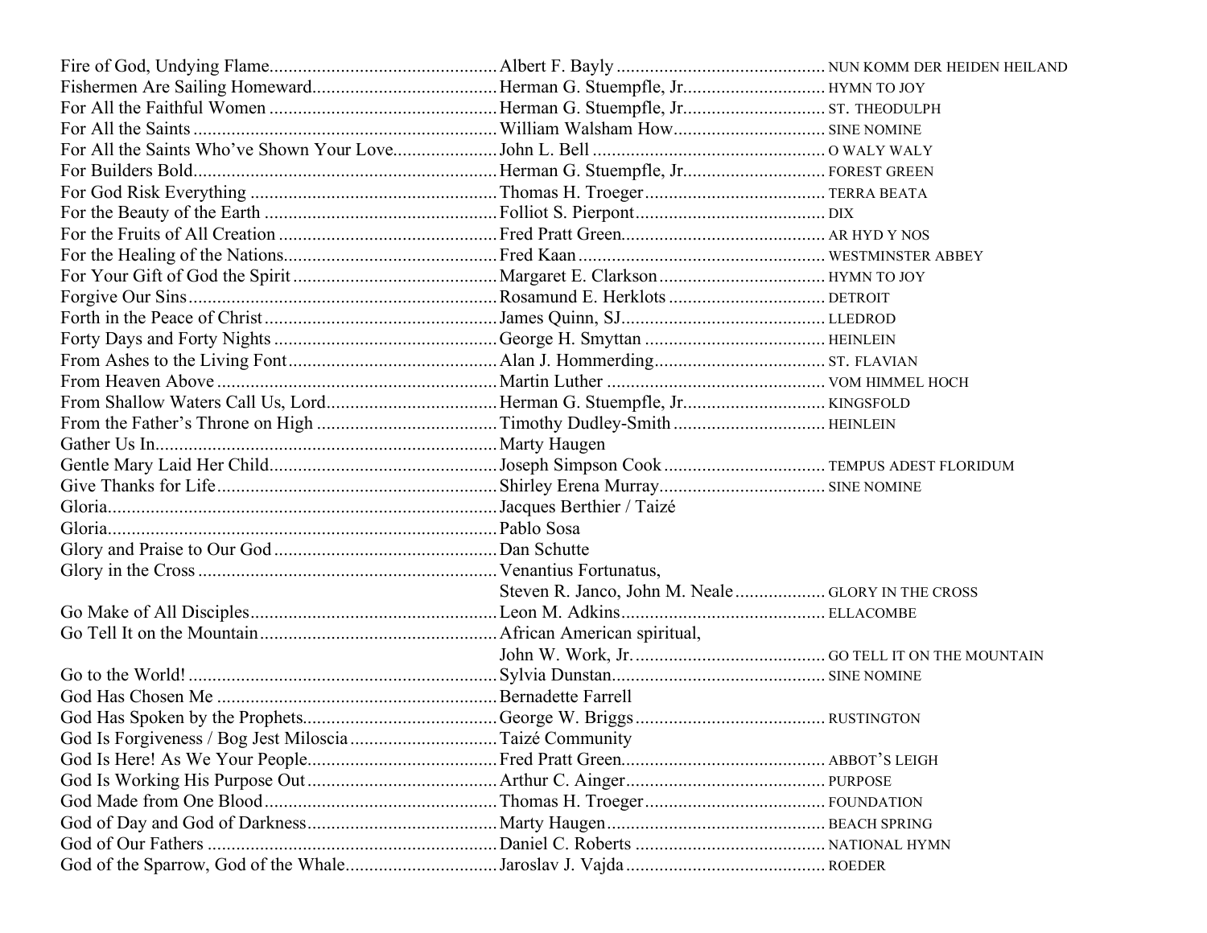| | | |
|---|---|---|
| Fire of God, Undying Flame | Albert F. Bayly | NUN KOMM DER HEIDEN HEILAND |
| Fishermen Are Sailing Homeward | Herman G. Stuempfle, Jr. | HYMN TO JOY |
| For All the Faithful Women | Herman G. Stuempfle, Jr. | ST. THEODULPH |
| For All the Saints | William Walsham How | SINE NOMINE |
| For All the Saints Who've Shown Your Love | John L. Bell | O WALY WALY |
| For Builders Bold | Herman G. Stuempfle, Jr. | FOREST GREEN |
| For God Risk Everything | Thomas H. Troeger | TERRA BEATA |
| For the Beauty of the Earth | Folliot S. Pierpont | DIX |
| For the Fruits of All Creation | Fred Pratt Green | AR HYD Y NOS |
| For the Healing of the Nations | Fred Kaan | WESTMINSTER ABBEY |
| For Your Gift of God the Spirit | Margaret E. Clarkson | HYMN TO JOY |
| Forgive Our Sins | Rosamund E. Herklots | DETROIT |
| Forth in the Peace of Christ | James Quinn, SJ | LLEDROD |
| Forty Days and Forty Nights | George H. Smyttan | HEINLEIN |
| From Ashes to the Living Font | Alan J. Hommerding | ST. FLAVIAN |
| From Heaven Above | Martin Luther | VOM HIMMEL HOCH |
| From Shallow Waters Call Us, Lord | Herman G. Stuempfle, Jr. | KINGSFOLD |
| From the Father's Throne on High | Timothy Dudley-Smith | HEINLEIN |
| Gather Us In | Marty Haugen | |
| Gentle Mary Laid Her Child | Joseph Simpson Cook | TEMPUS ADEST FLORIDUM |
| Give Thanks for Life | Shirley Erena Murray | SINE NOMINE |
| Gloria | Jacques Berthier / Taizé | |
| Gloria | Pablo Sosa | |
| Glory and Praise to Our God | Dan Schutte | |
| Glory in the Cross | Venantius Fortunatus, Steven R. Janco, John M. Neale | GLORY IN THE CROSS |
| Go Make of All Disciples | Leon M. Adkins | ELLACOMBE |
| Go Tell It on the Mountain | African American spiritual, John W. Work, Jr. | GO TELL IT ON THE MOUNTAIN |
| Go to the World! | Sylvia Dunstan | SINE NOMINE |
| God Has Chosen Me | Bernadette Farrell | |
| God Has Spoken by the Prophets | George W. Briggs | RUSTINGTON |
| God Is Forgiveness / Bog Jest Miloscia | Taizé Community | |
| God Is Here! As We Your People | Fred Pratt Green | ABBOT'S LEIGH |
| God Is Working His Purpose Out | Arthur C. Ainger | PURPOSE |
| God Made from One Blood | Thomas H. Troeger | FOUNDATION |
| God of Day and God of Darkness | Marty Haugen | BEACH SPRING |
| God of Our Fathers | Daniel C. Roberts | NATIONAL HYMN |
| God of the Sparrow, God of the Whale | Jaroslav J. Vajda | ROEDER |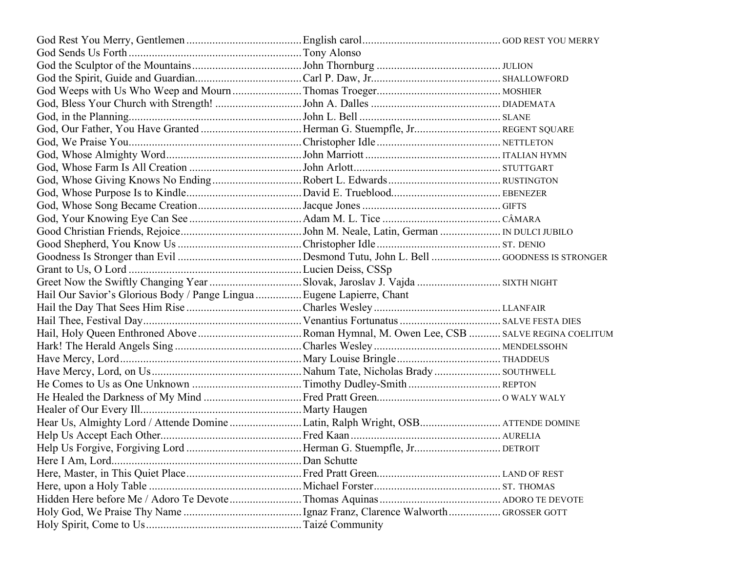| Title | Author/Source | Tune |
| --- | --- | --- |
| God Rest You Merry, Gentlemen | English carol | GOD REST YOU MERRY |
| God Sends Us Forth | Tony Alonso | |
| God the Sculptor of the Mountains | John Thornburg | JULION |
| God the Spirit, Guide and Guardian | Carl P. Daw, Jr. | SHALLOWFORD |
| God Weeps with Us Who Weep and Mourn | Thomas Troeger | MOSHIER |
| God, Bless Your Church with Strength! | John A. Dalles | DIADEMATA |
| God, in the Planning | John L. Bell | SLANE |
| God, Our Father, You Have Granted | Herman G. Stuempfle, Jr. | REGENT SQUARE |
| God, We Praise You | Christopher Idle | NETTLETON |
| God, Whose Almighty Word | John Marriott | ITALIAN HYMN |
| God, Whose Farm Is All Creation | John Arlott | STUTTGART |
| God, Whose Giving Knows No Ending | Robert L. Edwards | RUSTINGTON |
| God, Whose Purpose Is to Kindle | David E. Trueblood | EBENEZER |
| God, Whose Song Became Creation | Jacque Jones | GIFTS |
| God, Your Knowing Eye Can See | Adam M. L. Tice | CÂMARA |
| Good Christian Friends, Rejoice | John M. Neale, Latin, German | IN DULCI JUBILO |
| Good Shepherd, You Know Us | Christopher Idle | ST. DENIO |
| Goodness Is Stronger than Evil | Desmond Tutu, John L. Bell | GOODNESS IS STRONGER |
| Grant to Us, O Lord | Lucien Deiss, CSSp | |
| Greet Now the Swiftly Changing Year | Slovak, Jaroslav J. Vajda | SIXTH NIGHT |
| Hail Our Savior's Glorious Body / Pange Lingua | Eugene Lapierre, Chant | |
| Hail the Day That Sees Him Rise | Charles Wesley | LLANFAIR |
| Hail Thee, Festival Day | Venantius Fortunatus | SALVE FESTA DIES |
| Hail, Holy Queen Enthroned Above | Roman Hymnal, M. Owen Lee, CSB | SALVE REGINA COELITUM |
| Hark! The Herald Angels Sing | Charles Wesley | MENDELSSOHN |
| Have Mercy, Lord | Mary Louise Bringle | THADDEUS |
| Have Mercy, Lord, on Us | Nahum Tate, Nicholas Brady | SOUTHWELL |
| He Comes to Us as One Unknown | Timothy Dudley-Smith | REPTON |
| He Healed the Darkness of My Mind | Fred Pratt Green | O WALY WALY |
| Healer of Our Every Ill | Marty Haugen | |
| Hear Us, Almighty Lord / Attende Domine | Latin, Ralph Wright, OSB | ATTENDE DOMINE |
| Help Us Accept Each Other | Fred Kaan | AURELIA |
| Help Us Forgive, Forgiving Lord | Herman G. Stuempfle, Jr. | DETROIT |
| Here I Am, Lord | Dan Schutte | |
| Here, Master, in This Quiet Place | Fred Pratt Green | LAND OF REST |
| Here, upon a Holy Table | Michael Forster | ST. THOMAS |
| Hidden Here before Me / Adoro Te Devote | Thomas Aquinas | ADORO TE DEVOTE |
| Holy God, We Praise Thy Name | Ignaz Franz, Clarence Walworth | GROSSER GOTT |
| Holy Spirit, Come to Us | Taizé Community | |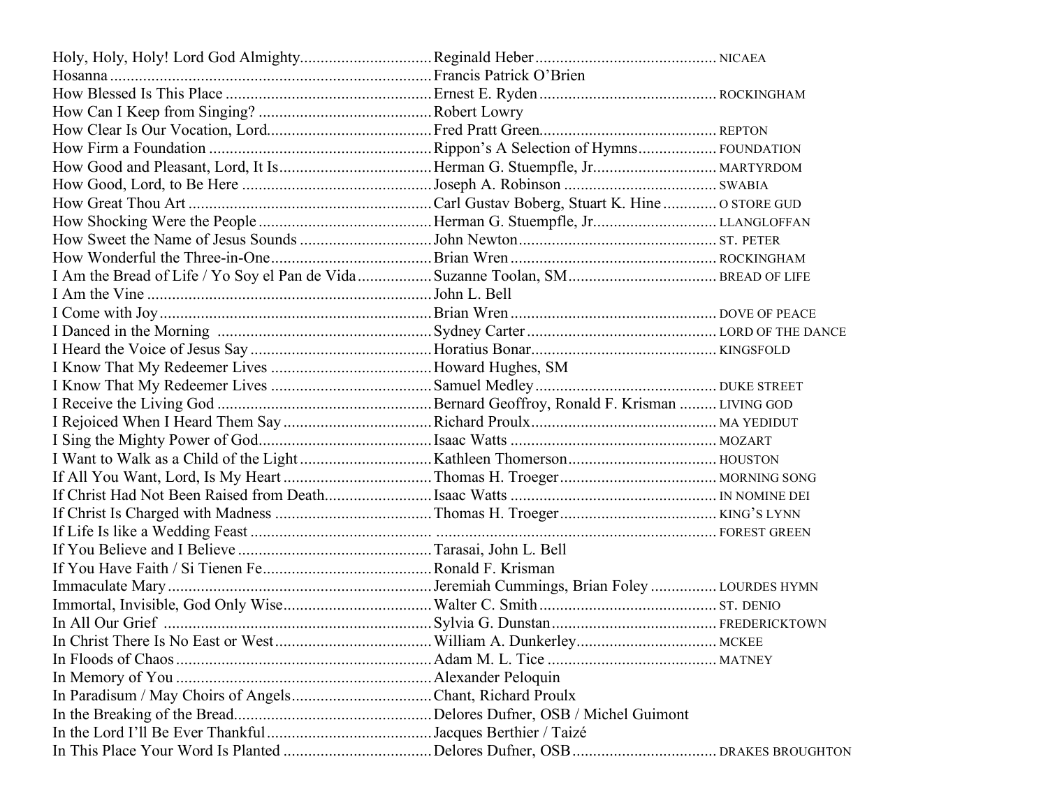| Title | Author/Source | Tune |
|---|---|---|
| Holy, Holy, Holy! Lord God Almighty | Reginald Heber | NICAEA |
| Hosanna | Francis Patrick O'Brien | |
| How Blessed Is This Place | Ernest E. Ryden | ROCKINGHAM |
| How Can I Keep from Singing? | Robert Lowry | |
| How Clear Is Our Vocation, Lord | Fred Pratt Green | REPTON |
| How Firm a Foundation | Rippon's A Selection of Hymns | FOUNDATION |
| How Good and Pleasant, Lord, It Is | Herman G. Stuempfle, Jr. | MARTYRDOM |
| How Good, Lord, to Be Here | Joseph A. Robinson | SWABIA |
| How Great Thou Art | Carl Gustav Boberg, Stuart K. Hine | O STORE GUD |
| How Shocking Were the People | Herman G. Stuempfle, Jr. | LLANGLOFFAN |
| How Sweet the Name of Jesus Sounds | John Newton | ST. PETER |
| How Wonderful the Three-in-One | Brian Wren | ROCKINGHAM |
| I Am the Bread of Life / Yo Soy el Pan de Vida | Suzanne Toolan, SM | BREAD OF LIFE |
| I Am the Vine | John L. Bell | |
| I Come with Joy | Brian Wren | DOVE OF PEACE |
| I Danced in the Morning | Sydney Carter | LORD OF THE DANCE |
| I Heard the Voice of Jesus Say | Horatius Bonar | KINGSFOLD |
| I Know That My Redeemer Lives | Howard Hughes, SM | |
| I Know That My Redeemer Lives | Samuel Medley | DUKE STREET |
| I Receive the Living God | Bernard Geoffroy, Ronald F. Krisman | LIVING GOD |
| I Rejoiced When I Heard Them Say | Richard Proulx | MA YEDIDUT |
| I Sing the Mighty Power of God | Isaac Watts | MOZART |
| I Want to Walk as a Child of the Light | Kathleen Thomerson | HOUSTON |
| If All You Want, Lord, Is My Heart | Thomas H. Troeger | MORNING SONG |
| If Christ Had Not Been Raised from Death | Isaac Watts | IN NOMINE DEI |
| If Christ Is Charged with Madness | Thomas H. Troeger | KING'S LYNN |
| If Life Is like a Wedding Feast | | FOREST GREEN |
| If You Believe and I Believe | Tarasai, John L. Bell | |
| If You Have Faith / Si Tienen Fe | Ronald F. Krisman | |
| Immaculate Mary | Jeremiah Cummings, Brian Foley | LOURDES HYMN |
| Immortal, Invisible, God Only Wise | Walter C. Smith | ST. DENIO |
| In All Our Grief | Sylvia G. Dunstan | FREDERICKTOWN |
| In Christ There Is No East or West | William A. Dunkerley | MCKEE |
| In Floods of Chaos | Adam M. L. Tice | MATNEY |
| In Memory of You | Alexander Peloquin | |
| In Paradisum / May Choirs of Angels | Chant, Richard Proulx | |
| In the Breaking of the Bread | Delores Dufner, OSB / Michel Guimont | |
| In the Lord I'll Be Ever Thankful | Jacques Berthier / Taizé | |
| In This Place Your Word Is Planted | Delores Dufner, OSB | DRAKES BROUGHTON |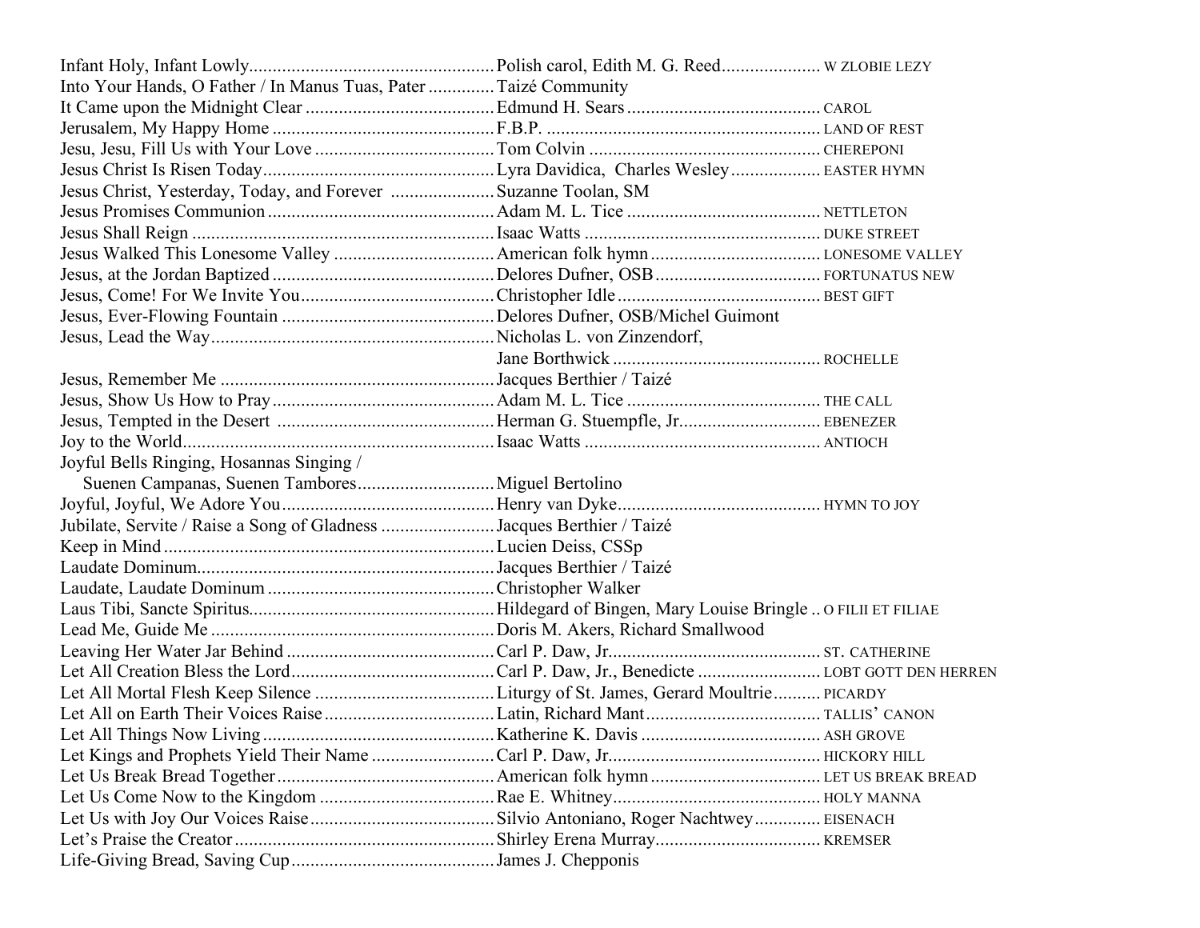| Title | Author/Source | Tune |
|---|---|---|
| Infant Holy, Infant Lowly | Polish carol, Edith M. G. Reed | W ZLOBIE LEZY |
| Into Your Hands, O Father / In Manus Tuas, Pater | Taizé Community | |
| It Came upon the Midnight Clear | Edmund H. Sears | CAROL |
| Jerusalem, My Happy Home | F.B.P. | LAND OF REST |
| Jesu, Jesu, Fill Us with Your Love | Tom Colvin | CHEREPONI |
| Jesus Christ Is Risen Today | Lyra Davidica, Charles Wesley | EASTER HYMN |
| Jesus Christ, Yesterday, Today, and Forever | Suzanne Toolan, SM | |
| Jesus Promises Communion | Adam M. L. Tice | NETTLETON |
| Jesus Shall Reign | Isaac Watts | DUKE STREET |
| Jesus Walked This Lonesome Valley | American folk hymn | LONESOME VALLEY |
| Jesus, at the Jordan Baptized | Delores Dufner, OSB | FORTUNATUS NEW |
| Jesus, Come! For We Invite You | Christopher Idle | BEST GIFT |
| Jesus, Ever-Flowing Fountain | Delores Dufner, OSB/Michel Guimont | |
| Jesus, Lead the Way | Nicholas L. von Zinzendorf, Jane Borthwick | ROCHELLE |
| Jesus, Remember Me | Jacques Berthier / Taizé | |
| Jesus, Show Us How to Pray | Adam M. L. Tice | THE CALL |
| Jesus, Tempted in the Desert | Herman G. Stuempfle, Jr. | EBENEZER |
| Joy to the World | Isaac Watts | ANTIOCH |
| Joyful Bells Ringing, Hosannas Singing / Suenen Campanas, Suenen Tambores | Miguel Bertolino | |
| Joyful, Joyful, We Adore You | Henry van Dyke | HYMN TO JOY |
| Jubilate, Servite / Raise a Song of Gladness | Jacques Berthier / Taizé | |
| Keep in Mind | Lucien Deiss, CSSp | |
| Laudate Dominum | Jacques Berthier / Taizé | |
| Laudate, Laudate Dominum | Christopher Walker | |
| Laus Tibi, Sancte Spiritus | Hildegard of Bingen, Mary Louise Bringle | O FILII ET FILIAE |
| Lead Me, Guide Me | Doris M. Akers, Richard Smallwood | |
| Leaving Her Water Jar Behind | Carl P. Daw, Jr. | ST. CATHERINE |
| Let All Creation Bless the Lord | Carl P. Daw, Jr., Benedicte | LOBT GOTT DEN HERREN |
| Let All Mortal Flesh Keep Silence | Liturgy of St. James, Gerard Moultrie | PICARDY |
| Let All on Earth Their Voices Raise | Latin, Richard Mant | TALLIS' CANON |
| Let All Things Now Living | Katherine K. Davis | ASH GROVE |
| Let Kings and Prophets Yield Their Name | Carl P. Daw, Jr. | HICKORY HILL |
| Let Us Break Bread Together | American folk hymn | LET US BREAK BREAD |
| Let Us Come Now to the Kingdom | Rae E. Whitney | HOLY MANNA |
| Let Us with Joy Our Voices Raise | Silvio Antoniano, Roger Nachtwey | EISENACH |
| Let's Praise the Creator | Shirley Erena Murray | KREMSER |
| Life-Giving Bread, Saving Cup | James J. Chepponis | |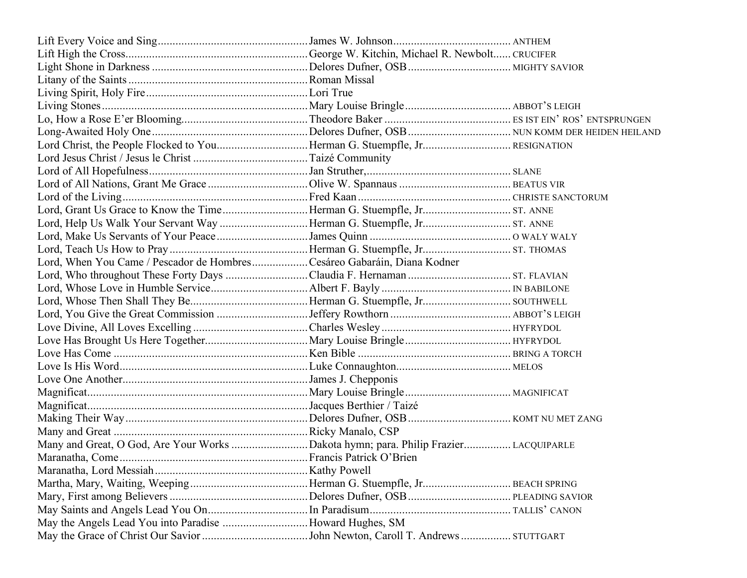| Title | Author | Tune |
|---|---|---|
| Lift Every Voice and Sing | James W. Johnson | ANTHEM |
| Lift High the Cross | George W. Kitchin, Michael R. Newbolt | CRUCIFER |
| Light Shone in Darkness | Delores Dufner, OSB | MIGHTY SAVIOR |
| Litany of the Saints | Roman Missal | |
| Living Spirit, Holy Fire | Lori True | |
| Living Stones | Mary Louise Bringle | ABBOT'S LEIGH |
| Lo, How a Rose E'er Blooming | Theodore Baker | ES IST EIN' ROS' ENTSPRUNGEN |
| Long-Awaited Holy One | Delores Dufner, OSB | NUN KOMM DER HEIDEN HEILAND |
| Lord Christ, the People Flocked to You | Herman G. Stuempfle, Jr. | RESIGNATION |
| Lord Jesus Christ / Jesus le Christ | Taizé Community | |
| Lord of All Hopefulness | Jan Struther, | SLANE |
| Lord of All Nations, Grant Me Grace | Olive W. Spannaus | BEATUS VIR |
| Lord of the Living | Fred Kaan | CHRISTE SANCTORUM |
| Lord, Grant Us Grace to Know the Time | Herman G. Stuempfle, Jr. | ST. ANNE |
| Lord, Help Us Walk Your Servant Way | Herman G. Stuempfle, Jr. | ST. ANNE |
| Lord, Make Us Servants of Your Peace | James Quinn | O WALY WALY |
| Lord, Teach Us How to Pray | Herman G. Stuempfle, Jr. | ST. THOMAS |
| Lord, When You Came / Pescador de Hombres | Cesáreo Gabaráin, Diana Kodner | |
| Lord, Who throughout These Forty Days | Claudia F. Hernaman | ST. FLAVIAN |
| Lord, Whose Love in Humble Service | Albert F. Bayly | IN BABILONE |
| Lord, Whose Then Shall They Be | Herman G. Stuempfle, Jr. | SOUTHWELL |
| Lord, You Give the Great Commission | Jeffery Rowthorn | ABBOT'S LEIGH |
| Love Divine, All Loves Excelling | Charles Wesley | HYFRYDOL |
| Love Has Brought Us Here Together | Mary Louise Bringle | HYFRYDOL |
| Love Has Come | Ken Bible | BRING A TORCH |
| Love Is His Word | Luke Connaughton | MELOS |
| Love One Another | James J. Chepponis | |
| Magnificat | Mary Louise Bringle | MAGNIFICAT |
| Magnificat | Jacques Berthier / Taizé | |
| Making Their Way | Delores Dufner, OSB | KOMT NU MET ZANG |
| Many and Great | Ricky Manalo, CSP | |
| Many and Great, O God, Are Your Works | Dakota hymn; para. Philip Frazier | LACQUIPARLE |
| Maranatha, Come | Francis Patrick O'Brien | |
| Maranatha, Lord Messiah | Kathy Powell | |
| Martha, Mary, Waiting, Weeping | Herman G. Stuempfle, Jr. | BEACH SPRING |
| Mary, First among Believers | Delores Dufner, OSB | PLEADING SAVIOR |
| May Saints and Angels Lead You On | In Paradisum | TALLIS' CANON |
| May the Angels Lead You into Paradise | Howard Hughes, SM | |
| May the Grace of Christ Our Savior | John Newton, Caroll T. Andrews | STUTTGART |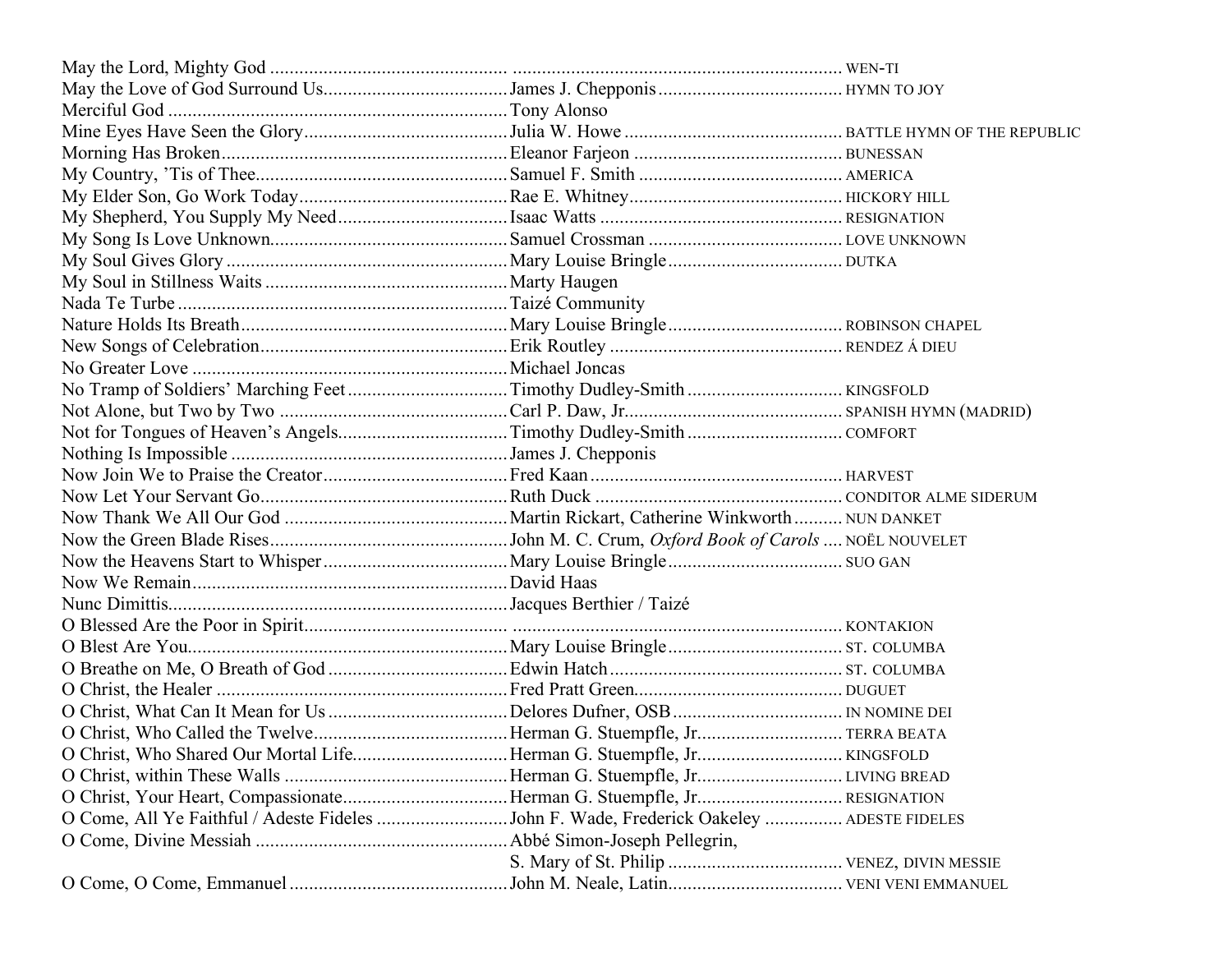| Title | Author | Tune |
| --- | --- | --- |
| May the Lord, Mighty God | | WEN-TI |
| May the Love of God Surround Us | James J. Chepponis | HYMN TO JOY |
| Merciful God | Tony Alonso | |
| Mine Eyes Have Seen the Glory | Julia W. Howe | BATTLE HYMN OF THE REPUBLIC |
| Morning Has Broken | Eleanor Farjeon | BUNESSAN |
| My Country, 'Tis of Thee | Samuel F. Smith | AMERICA |
| My Elder Son, Go Work Today | Rae E. Whitney | HICKORY HILL |
| My Shepherd, You Supply My Need | Isaac Watts | RESIGNATION |
| My Song Is Love Unknown | Samuel Crossman | LOVE UNKNOWN |
| My Soul Gives Glory | Mary Louise Bringle | DUTKA |
| My Soul in Stillness Waits | Marty Haugen | |
| Nada Te Turbe | Taizé Community | |
| Nature Holds Its Breath | Mary Louise Bringle | ROBINSON CHAPEL |
| New Songs of Celebration | Erik Routley | RENDEZ Á DIEU |
| No Greater Love | Michael Joncas | |
| No Tramp of Soldiers' Marching Feet | Timothy Dudley-Smith | KINGSFOLD |
| Not Alone, but Two by Two | Carl P. Daw, Jr. | SPANISH HYMN (MADRID) |
| Not for Tongues of Heaven's Angels | Timothy Dudley-Smith | COMFORT |
| Nothing Is Impossible | James J. Chepponis | |
| Now Join We to Praise the Creator | Fred Kaan | HARVEST |
| Now Let Your Servant Go | Ruth Duck | CONDITOR ALME SIDERUM |
| Now Thank We All Our God | Martin Rickart, Catherine Winkworth | NUN DANKET |
| Now the Green Blade Rises | John M. C. Crum, *Oxford Book of Carols* | NOËL NOUVELET |
| Now the Heavens Start to Whisper | Mary Louise Bringle | SUO GAN |
| Now We Remain | David Haas | |
| Nunc Dimittis | Jacques Berthier / Taizé | |
| O Blessed Are the Poor in Spirit | | KONTAKION |
| O Blest Are You | Mary Louise Bringle | ST. COLUMBA |
| O Breathe on Me, O Breath of God | Edwin Hatch | ST. COLUMBA |
| O Christ, the Healer | Fred Pratt Green | DUGUET |
| O Christ, What Can It Mean for Us | Delores Dufner, OSB | IN NOMINE DEI |
| O Christ, Who Called the Twelve | Herman G. Stuempfle, Jr. | TERRA BEATA |
| O Christ, Who Shared Our Mortal Life | Herman G. Stuempfle, Jr. | KINGSFOLD |
| O Christ, within These Walls | Herman G. Stuempfle, Jr. | LIVING BREAD |
| O Christ, Your Heart, Compassionate | Herman G. Stuempfle, Jr. | RESIGNATION |
| O Come, All Ye Faithful / Adeste Fideles | John F. Wade, Frederick Oakeley | ADESTE FIDELES |
| O Come, Divine Messiah | Abbé Simon-Joseph Pellegrin, S. Mary of St. Philip | VENEZ, DIVIN MESSIE |
| O Come, O Come, Emmanuel | John M. Neale, Latin | VENI VENI EMMANUEL |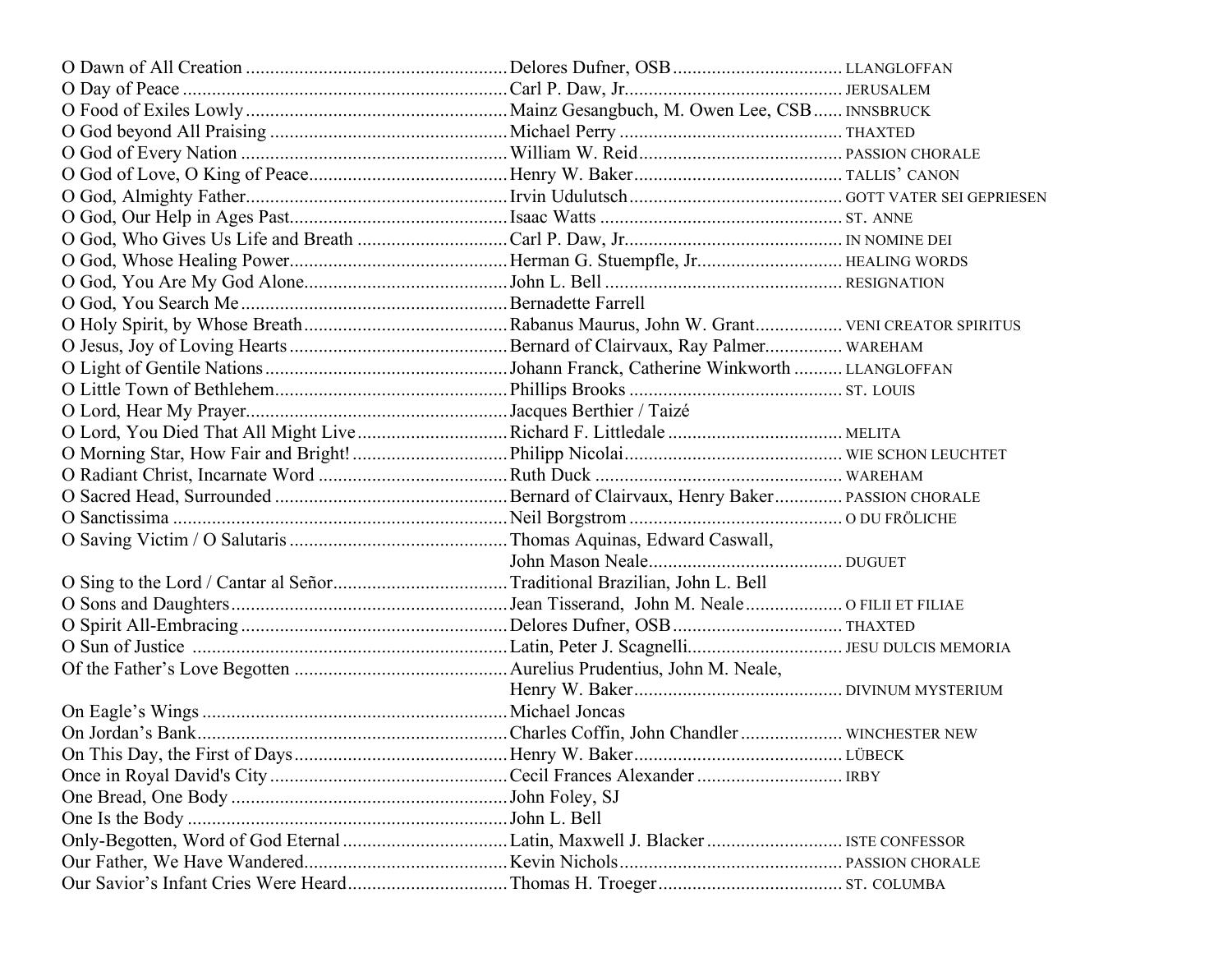| | | |
|---|---|---|
| O Dawn of All Creation | Delores Dufner, OSB | LLANGLOFFAN |
| O Day of Peace | Carl P. Daw, Jr. | JERUSALEM |
| O Food of Exiles Lowly | Mainz Gesangbuch, M. Owen Lee, CSB | INNSBRUCK |
| O God beyond All Praising | Michael Perry | THAXTED |
| O God of Every Nation | William W. Reid | PASSION CHORALE |
| O God of Love, O King of Peace | Henry W. Baker | TALLIS' CANON |
| O God, Almighty Father | Irvin Udulutsch | GOTT VATER SEI GEPRIESEN |
| O God, Our Help in Ages Past | Isaac Watts | ST. ANNE |
| O God, Who Gives Us Life and Breath | Carl P. Daw, Jr. | IN NOMINE DEI |
| O God, Whose Healing Power | Herman G. Stuempfle, Jr. | HEALING WORDS |
| O God, You Are My God Alone | John L. Bell | RESIGNATION |
| O God, You Search Me | Bernadette Farrell | |
| O Holy Spirit, by Whose Breath | Rabanus Maurus, John W. Grant | VENI CREATOR SPIRITUS |
| O Jesus, Joy of Loving Hearts | Bernard of Clairvaux, Ray Palmer | WAREHAM |
| O Light of Gentile Nations | Johann Franck, Catherine Winkworth | LLANGLOFFAN |
| O Little Town of Bethlehem | Phillips Brooks | ST. LOUIS |
| O Lord, Hear My Prayer | Jacques Berthier / Taizé | |
| O Lord, You Died That All Might Live | Richard F. Littledale | MELITA |
| O Morning Star, How Fair and Bright! | Philipp Nicolai | WIE SCHON LEUCHTET |
| O Radiant Christ, Incarnate Word | Ruth Duck | WAREHAM |
| O Sacred Head, Surrounded | Bernard of Clairvaux, Henry Baker | PASSION CHORALE |
| O Sanctissima | Neil Borgstrom | O DU FRÖLICHE |
| O Saving Victim / O Salutaris | Thomas Aquinas, Edward Caswall, John Mason Neale | DUGUET |
| O Sing to the Lord / Cantar al Señor | Traditional Brazilian, John L. Bell | |
| O Sons and Daughters | Jean Tisserand, John M. Neale | O FILII ET FILIAE |
| O Spirit All-Embracing | Delores Dufner, OSB | THAXTED |
| O Sun of Justice | Latin, Peter J. Scagnelli | JESU DULCIS MEMORIA |
| Of the Father's Love Begotten | Aurelius Prudentius, John M. Neale, Henry W. Baker | DIVINUM MYSTERIUM |
| On Eagle's Wings | Michael Joncas | |
| On Jordan's Bank | Charles Coffin, John Chandler | WINCHESTER NEW |
| On This Day, the First of Days | Henry W. Baker | LÜBECK |
| Once in Royal David's City | Cecil Frances Alexander | IRBY |
| One Bread, One Body | John Foley, SJ | |
| One Is the Body | John L. Bell | |
| Only-Begotten, Word of God Eternal | Latin, Maxwell J. Blacker | ISTE CONFESSOR |
| Our Father, We Have Wandered | Kevin Nichols | PASSION CHORALE |
| Our Savior's Infant Cries Were Heard | Thomas H. Troeger | ST. COLUMBA |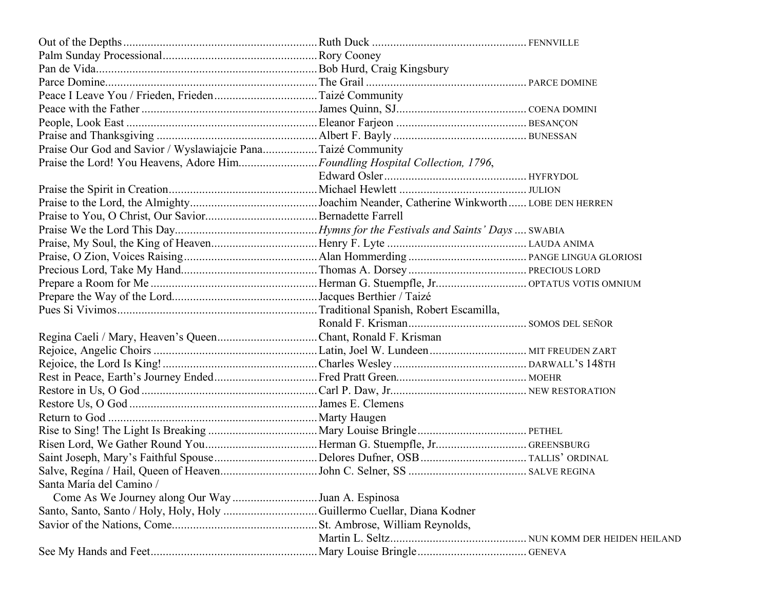| Title | Author/Source | Tune |
|---|---|---|
| Out of the Depths | Ruth Duck | FENNVILLE |
| Palm Sunday Processional | Rory Cooney | |
| Pan de Vida | Bob Hurd, Craig Kingsbury | |
| Parce Domine | The Grail | PARCE DOMINE |
| Peace I Leave You / Frieden, Frieden | Taizé Community | |
| Peace with the Father | James Quinn, SJ | COENA DOMINI |
| People, Look East | Eleanor Farjeon | BESANÇON |
| Praise and Thanksgiving | Albert F. Bayly | BUNESSAN |
| Praise Our God and Savior / Wyslawiajcie Pana | Taizé Community | |
| Praise the Lord! You Heavens, Adore Him | *Foundling Hospital Collection, 1796*, Edward Osler | HYFRYDOL |
| Praise the Spirit in Creation | Michael Hewlett | JULION |
| Praise to the Lord, the Almighty | Joachim Neander, Catherine Winkworth | LOBE DEN HERREN |
| Praise to You, O Christ, Our Savior | Bernadette Farrell | |
| Praise We the Lord This Day | *Hymns for the Festivals and Saints' Days* | SWABIA |
| Praise, My Soul, the King of Heaven | Henry F. Lyte | LAUDA ANIMA |
| Praise, O Zion, Voices Raising | Alan Hommerding | PANGE LINGUA GLORIOSI |
| Precious Lord, Take My Hand | Thomas A. Dorsey | PRECIOUS LORD |
| Prepare a Room for Me | Herman G. Stuempfle, Jr. | OPTATUS VOTIS OMNIUM |
| Prepare the Way of the Lord | Jacques Berthier / Taizé | |
| Pues Si Vivimos | Traditional Spanish, Robert Escamilla, Ronald F. Krisman | SOMOS DEL SEÑOR |
| Regina Caeli / Mary, Heaven's Queen | Chant, Ronald F. Krisman | |
| Rejoice, Angelic Choirs | Latin, Joel W. Lundeen | MIT FREUDEN ZART |
| Rejoice, the Lord Is King! | Charles Wesley | DARWALL'S 148TH |
| Rest in Peace, Earth's Journey Ended | Fred Pratt Green | MOEHR |
| Restore in Us, O God | Carl P. Daw, Jr. | NEW RESTORATION |
| Restore Us, O God | James E. Clemens | |
| Return to God | Marty Haugen | |
| Rise to Sing! The Light Is Breaking | Mary Louise Bringle | PETHEL |
| Risen Lord, We Gather Round You | Herman G. Stuempfle, Jr. | GREENSBURG |
| Saint Joseph, Mary's Faithful Spouse | Delores Dufner, OSB | TALLIS' ORDINAL |
| Salve, Regína / Hail, Queen of Heaven | John C. Selner, SS | SALVE REGINA |
| Santa María del Camino / Come As We Journey along Our Way | Juan A. Espinosa | |
| Santo, Santo, Santo / Holy, Holy, Holy | Guillermo Cuellar, Diana Kodner | |
| Savior of the Nations, Come | St. Ambrose, William Reynolds, Martin L. Seltz | NUN KOMM DER HEIDEN HEILAND |
| See My Hands and Feet | Mary Louise Bringle | GENEVA |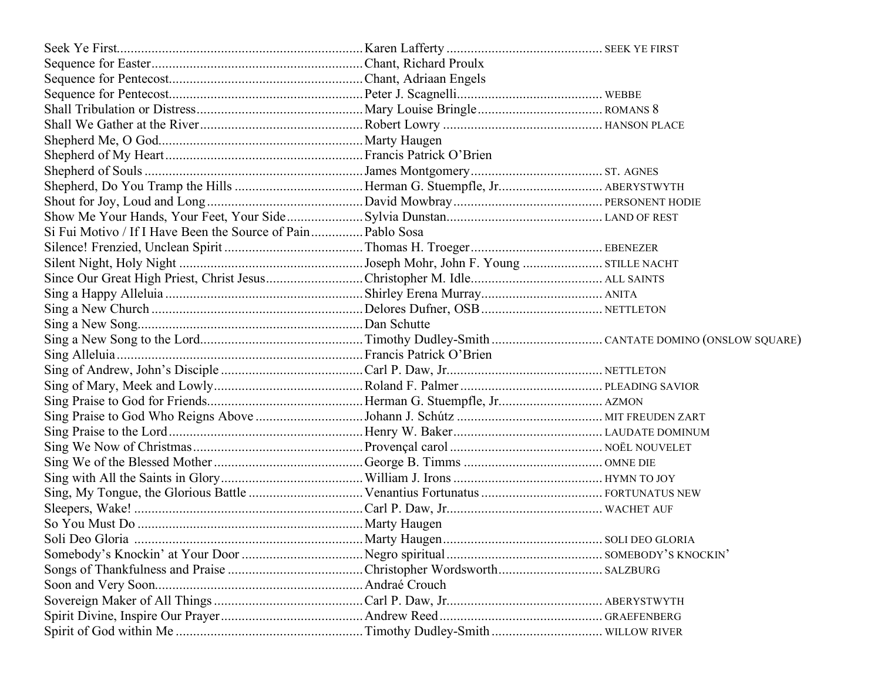| Title | Author/Source | Tune |
| --- | --- | --- |
| Seek Ye First | Karen Lafferty | SEEK YE FIRST |
| Sequence for Easter | Chant, Richard Proulx | |
| Sequence for Pentecost | Chant, Adriaan Engels | |
| Sequence for Pentecost | Peter J. Scagnelli | WEBBE |
| Shall Tribulation or Distress | Mary Louise Bringle | ROMANS 8 |
| Shall We Gather at the River | Robert Lowry | HANSON PLACE |
| Shepherd Me, O God | Marty Haugen | |
| Shepherd of My Heart | Francis Patrick O'Brien | |
| Shepherd of Souls | James Montgomery | ST. AGNES |
| Shepherd, Do You Tramp the Hills | Herman G. Stuempfle, Jr. | ABERYSTWYTH |
| Shout for Joy, Loud and Long | David Mowbray | PERSONENT HODIE |
| Show Me Your Hands, Your Feet, Your Side | Sylvia Dunstan | LAND OF REST |
| Si Fui Motivo / If I Have Been the Source of Pain | Pablo Sosa | |
| Silence! Frenzied, Unclean Spirit | Thomas H. Troeger | EBENEZER |
| Silent Night, Holy Night | Joseph Mohr, John F. Young | STILLE NACHT |
| Since Our Great High Priest, Christ Jesus | Christopher M. Idle | ALL SAINTS |
| Sing a Happy Alleluia | Shirley Erena Murray | ANITA |
| Sing a New Church | Delores Dufner, OSB | NETTLETON |
| Sing a New Song | Dan Schutte | |
| Sing a New Song to the Lord | Timothy Dudley-Smith | CANTATE DOMINO (ONSLOW SQUARE) |
| Sing Alleluia | Francis Patrick O'Brien | |
| Sing of Andrew, John's Disciple | Carl P. Daw, Jr. | NETTLETON |
| Sing of Mary, Meek and Lowly | Roland F. Palmer | PLEADING SAVIOR |
| Sing Praise to God for Friends | Herman G. Stuempfle, Jr. | AZMON |
| Sing Praise to God Who Reigns Above | Johann J. Schútz | MIT FREUDEN ZART |
| Sing Praise to the Lord | Henry W. Baker | LAUDATE DOMINUM |
| Sing We Now of Christmas | Provençal carol | NOËL NOUVELET |
| Sing We of the Blessed Mother | George B. Timms | OMNE DIE |
| Sing with All the Saints in Glory | William J. Irons | HYMN TO JOY |
| Sing, My Tongue, the Glorious Battle | Venantius Fortunatus | FORTUNATUS NEW |
| Sleepers, Wake! | Carl P. Daw, Jr. | WACHET AUF |
| So You Must Do | Marty Haugen | |
| Soli Deo Gloria | Marty Haugen | SOLI DEO GLORIA |
| Somebody's Knockin' at Your Door | Negro spiritual | SOMEBODY'S KNOCKIN' |
| Songs of Thankfulness and Praise | Christopher Wordsworth | SALZBURG |
| Soon and Very Soon | Andraé Crouch | |
| Sovereign Maker of All Things | Carl P. Daw, Jr. | ABERYSTWYTH |
| Spirit Divine, Inspire Our Prayer | Andrew Reed | GRAEFENBERG |
| Spirit of God within Me | Timothy Dudley-Smith | WILLOW RIVER |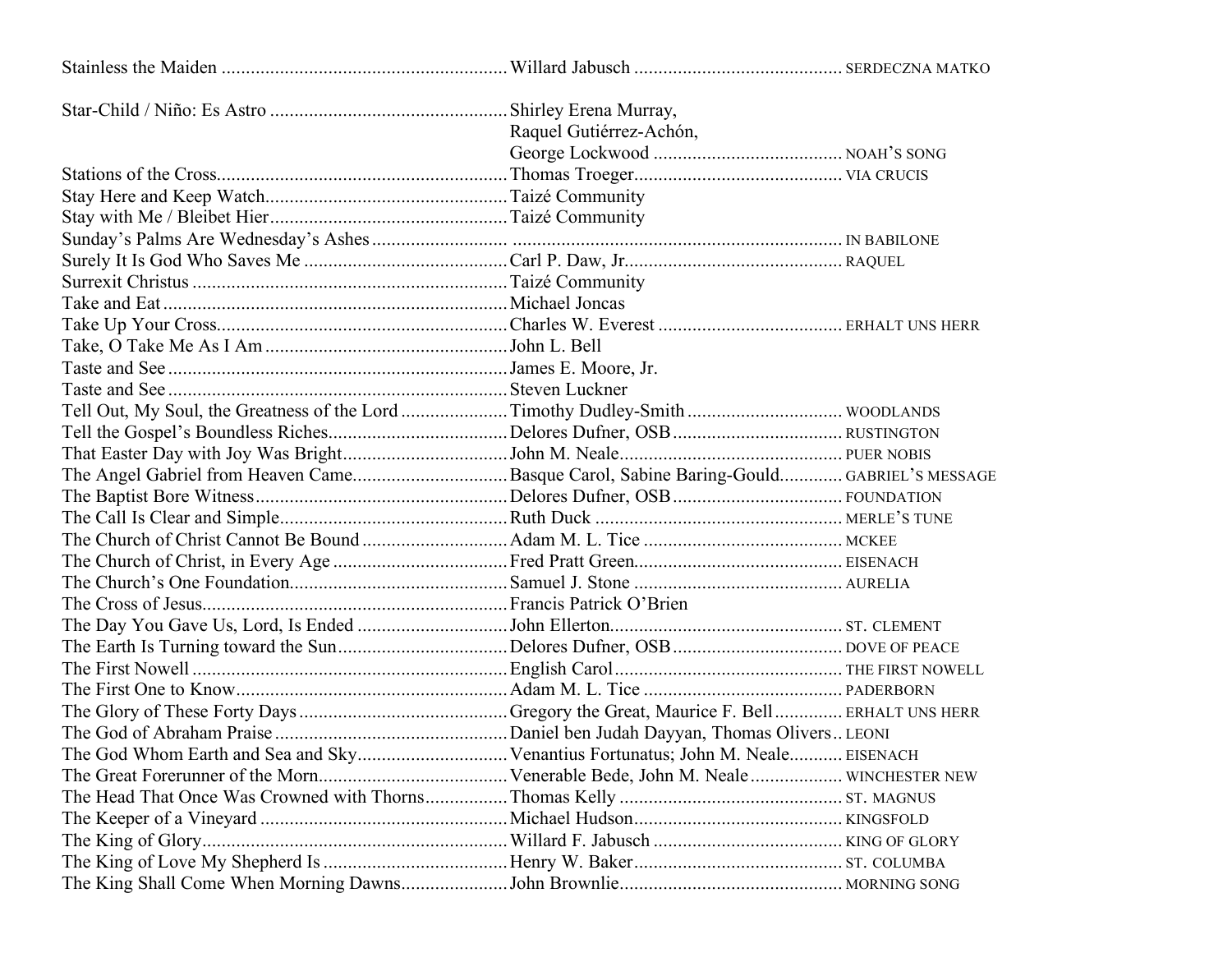| Title | Author | Tune |
|---|---|---|
| Stainless the Maiden | Willard Jabusch | SERDECZNA MATKO |
| Star-Child / Niño: Es Astro | Shirley Erena Murray, Raquel Gutiérrez-Achón, George Lockwood | NOAH'S SONG |
| Stations of the Cross | Thomas Troeger | VIA CRUCIS |
| Stay Here and Keep Watch | Taizé Community | |
| Stay with Me / Bleibet Hier | Taizé Community | |
| Sunday's Palms Are Wednesday's Ashes | | IN BABILONE |
| Surely It Is God Who Saves Me | Carl P. Daw, Jr. | RAQUEL |
| Surrexit Christus | Taizé Community | |
| Take and Eat | Michael Joncas | |
| Take Up Your Cross | Charles W. Everest | ERHALT UNS HERR |
| Take, O Take Me As I Am | John L. Bell | |
| Taste and See | James E. Moore, Jr. | |
| Taste and See | Steven Luckner | |
| Tell Out, My Soul, the Greatness of the Lord | Timothy Dudley-Smith | WOODLANDS |
| Tell the Gospel's Boundless Riches | Delores Dufner, OSB | RUSTINGTON |
| That Easter Day with Joy Was Bright | John M. Neale | PUER NOBIS |
| The Angel Gabriel from Heaven Came | Basque Carol, Sabine Baring-Gould | GABRIEL'S MESSAGE |
| The Baptist Bore Witness | Delores Dufner, OSB | FOUNDATION |
| The Call Is Clear and Simple | Ruth Duck | MERLE'S TUNE |
| The Church of Christ Cannot Be Bound | Adam M. L. Tice | MCKEE |
| The Church of Christ, in Every Age | Fred Pratt Green | EISENACH |
| The Church's One Foundation | Samuel J. Stone | AURELIA |
| The Cross of Jesus | Francis Patrick O'Brien | |
| The Day You Gave Us, Lord, Is Ended | John Ellerton | ST. CLEMENT |
| The Earth Is Turning toward the Sun | Delores Dufner, OSB | DOVE OF PEACE |
| The First Nowell | English Carol | THE FIRST NOWELL |
| The First One to Know | Adam M. L. Tice | PADERBORN |
| The Glory of These Forty Days | Gregory the Great, Maurice F. Bell | ERHALT UNS HERR |
| The God of Abraham Praise | Daniel ben Judah Dayyan, Thomas Olivers | LEONI |
| The God Whom Earth and Sea and Sky | Venantius Fortunatus; John M. Neale | EISENACH |
| The Great Forerunner of the Morn | Venerable Bede, John M. Neale | WINCHESTER NEW |
| The Head That Once Was Crowned with Thorns | Thomas Kelly | ST. MAGNUS |
| The Keeper of a Vineyard | Michael Hudson | KINGSFOLD |
| The King of Glory | Willard F. Jabusch | KING OF GLORY |
| The King of Love My Shepherd Is | Henry W. Baker | ST. COLUMBA |
| The King Shall Come When Morning Dawns | John Brownlie | MORNING SONG |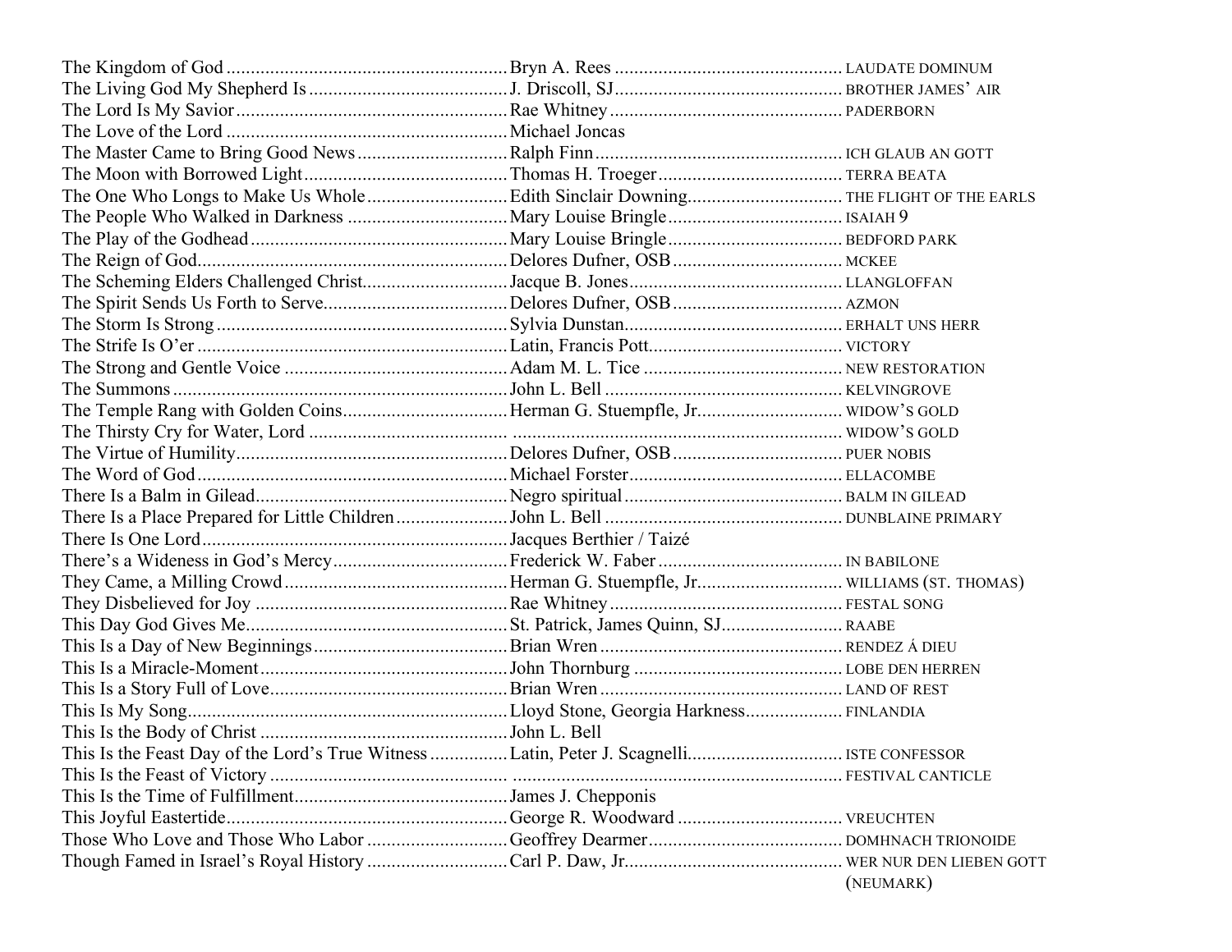| Title | Author | Tune |
|---|---|---|
| The Kingdom of God | Bryn A. Rees | LAUDATE DOMINUM |
| The Living God My Shepherd Is | J. Driscoll, SJ | BROTHER JAMES' AIR |
| The Lord Is My Savior | Rae Whitney | PADERBORN |
| The Love of the Lord | Michael Joncas | |
| The Master Came to Bring Good News | Ralph Finn | ICH GLAUB AN GOTT |
| The Moon with Borrowed Light | Thomas H. Troeger | TERRA BEATA |
| The One Who Longs to Make Us Whole | Edith Sinclair Downing | THE FLIGHT OF THE EARLS |
| The People Who Walked in Darkness | Mary Louise Bringle | ISAIAH 9 |
| The Play of the Godhead | Mary Louise Bringle | BEDFORD PARK |
| The Reign of God | Delores Dufner, OSB | MCKEE |
| The Scheming Elders Challenged Christ | Jacque B. Jones | LLANGLOFFAN |
| The Spirit Sends Us Forth to Serve | Delores Dufner, OSB | AZMON |
| The Storm Is Strong | Sylvia Dunstan | ERHALT UNS HERR |
| The Strife Is O'er | Latin, Francis Pott | VICTORY |
| The Strong and Gentle Voice | Adam M. L. Tice | NEW RESTORATION |
| The Summons | John L. Bell | KELVINGROVE |
| The Temple Rang with Golden Coins | Herman G. Stuempfle, Jr. | WIDOW'S GOLD |
| The Thirsty Cry for Water, Lord | | WIDOW'S GOLD |
| The Virtue of Humility | Delores Dufner, OSB | PUER NOBIS |
| The Word of God | Michael Forster | ELLACOMBE |
| There Is a Balm in Gilead | Negro spiritual | BALM IN GILEAD |
| There Is a Place Prepared for Little Children | John L. Bell | DUNBLAINE PRIMARY |
| There Is One Lord | Jacques Berthier / Taizé | |
| There's a Wideness in God's Mercy | Frederick W. Faber | IN BABILONE |
| They Came, a Milling Crowd | Herman G. Stuempfle, Jr. | WILLIAMS (ST. THOMAS) |
| They Disbelieved for Joy | Rae Whitney | FESTAL SONG |
| This Day God Gives Me | St. Patrick, James Quinn, SJ | RAABE |
| This Is a Day of New Beginnings | Brian Wren | RENDEZ Á DIEU |
| This Is a Miracle-Moment | John Thornburg | LOBE DEN HERREN |
| This Is a Story Full of Love | Brian Wren | LAND OF REST |
| This Is My Song | Lloyd Stone, Georgia Harkness | FINLANDIA |
| This Is the Body of Christ | John L. Bell | |
| This Is the Feast Day of the Lord's True Witness | Latin, Peter J. Scagnelli | ISTE CONFESSOR |
| This Is the Feast of Victory | | FESTIVAL CANTICLE |
| This Is the Time of Fulfillment | James J. Chepponis | |
| This Joyful Eastertide | George R. Woodward | VREUCHTEN |
| Those Who Love and Those Who Labor | Geoffrey Dearmer | DOMHNACH TRIONOIDE |
| Though Famed in Israel's Royal History | Carl P. Daw, Jr. | WER NUR DEN LIEBEN GOTT (NEUMARK) |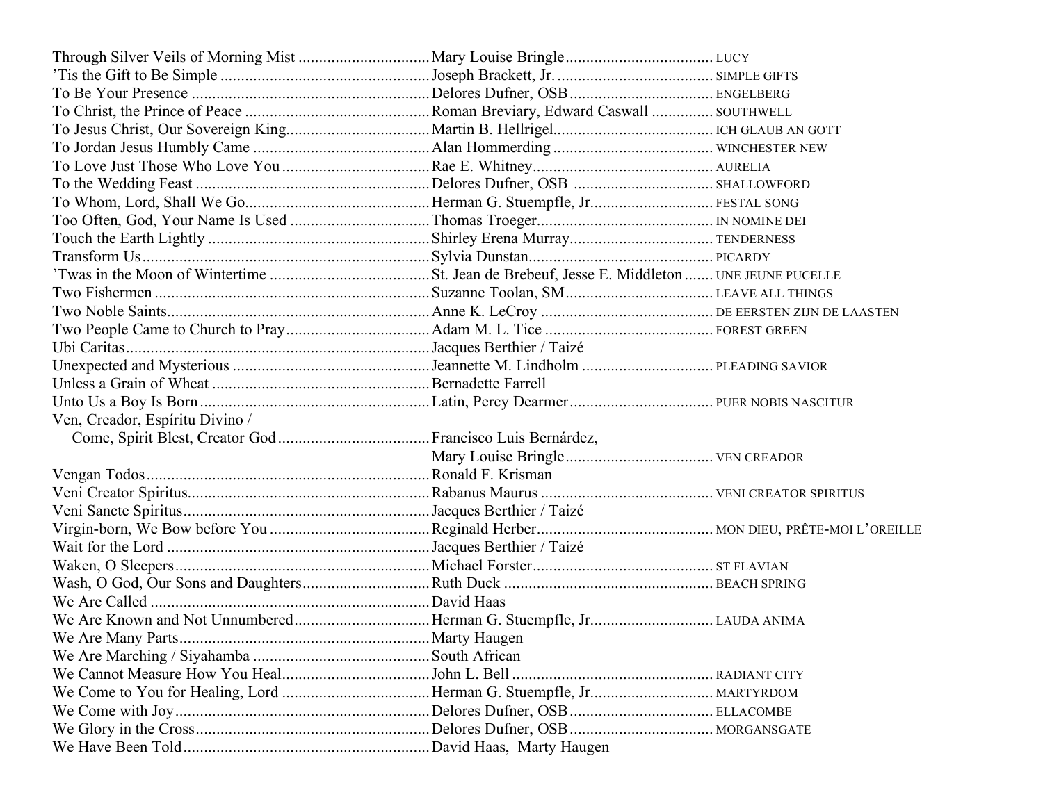| Title | Author | Tune |
|---|---|---|
| Through Silver Veils of Morning Mist | Mary Louise Bringle | LUCY |
| ’Tis the Gift to Be Simple | Joseph Brackett, Jr. | SIMPLE GIFTS |
| To Be Your Presence | Delores Dufner, OSB | ENGELBERG |
| To Christ, the Prince of Peace | Roman Breviary, Edward Caswall | SOUTHWELL |
| To Jesus Christ, Our Sovereign King | Martin B. Hellrigel | ICH GLAUB AN GOTT |
| To Jordan Jesus Humbly Came | Alan Hommerding | WINCHESTER NEW |
| To Love Just Those Who Love You | Rae E. Whitney | AURELIA |
| To the Wedding Feast | Delores Dufner, OSB | SHALLOWFORD |
| To Whom, Lord, Shall We Go | Herman G. Stuempfle, Jr. | FESTAL SONG |
| Too Often, God, Your Name Is Used | Thomas Troeger | IN NOMINE DEI |
| Touch the Earth Lightly | Shirley Erena Murray | TENDERNESS |
| Transform Us | Sylvia Dunstan | PICARDY |
| ’Twas in the Moon of Wintertime | St. Jean de Brebeuf, Jesse E. Middleton | UNE JEUNE PUCELLE |
| Two Fishermen | Suzanne Toolan, SM | LEAVE ALL THINGS |
| Two Noble Saints | Anne K. LeCroy | DE EERSTEN ZIJN DE LAASTEN |
| Two People Came to Church to Pray | Adam M. L. Tice | FOREST GREEN |
| Ubi Caritas | Jacques Berthier / Taizé | |
| Unexpected and Mysterious | Jeannette M. Lindholm | PLEADING SAVIOR |
| Unless a Grain of Wheat | Bernadette Farrell | |
| Unto Us a Boy Is Born | Latin, Percy Dearmer | PUER NOBIS NASCITUR |
| Ven, Creador, Espíritu Divino / Come, Spirit Blest, Creator God | Francisco Luis Bernárdez, Mary Louise Bringle | VEN CREADOR |
| Vengan Todos | Ronald F. Krisman | |
| Veni Creator Spiritus | Rabanus Maurus | VENI CREATOR SPIRITUS |
| Veni Sancte Spiritus | Jacques Berthier / Taizé | |
| Virgin-born, We Bow before You | Reginald Herber | MON DIEU, PRÊTE-MOI L’OREILLE |
| Wait for the Lord | Jacques Berthier / Taizé | |
| Waken, O Sleepers | Michael Forster | ST FLAVIAN |
| Wash, O God, Our Sons and Daughters | Ruth Duck | BEACH SPRING |
| We Are Called | David Haas | |
| We Are Known and Not Unnumbered | Herman G. Stuempfle, Jr. | LAUDA ANIMA |
| We Are Many Parts | Marty Haugen | |
| We Are Marching / Siyahamba | South African | |
| We Cannot Measure How You Heal | John L. Bell | RADIANT CITY |
| We Come to You for Healing, Lord | Herman G. Stuempfle, Jr. | MARTYRDOM |
| We Come with Joy | Delores Dufner, OSB | ELLACOMBE |
| We Glory in the Cross | Delores Dufner, OSB | MORGANSGATE |
| We Have Been Told | David Haas, Marty Haugen | |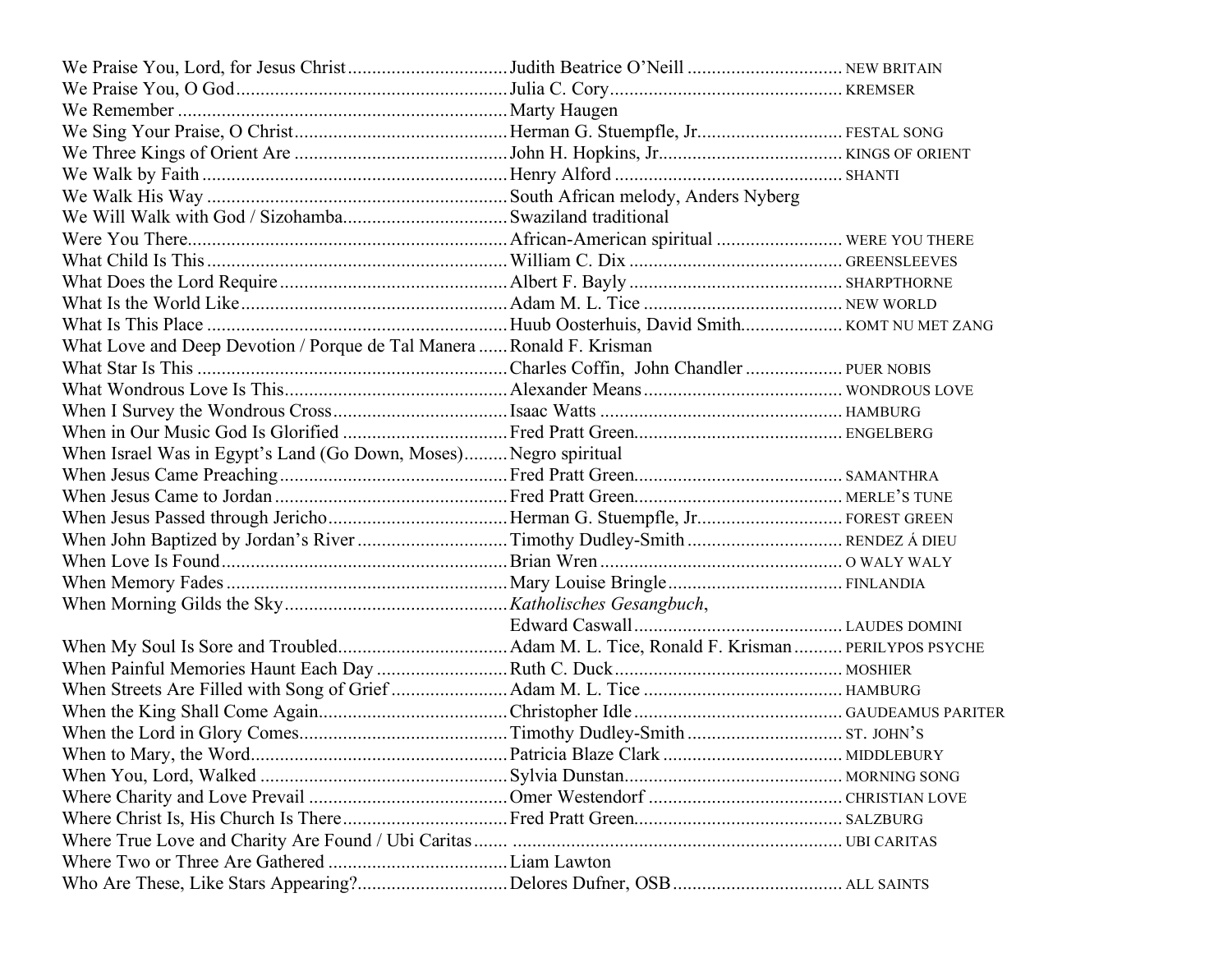| | | |
|---|---|---|
| We Praise You, Lord, for Jesus Christ | Judith Beatrice O'Neill | NEW BRITAIN |
| We Praise You, O God | Julia C. Cory | KREMSER |
| We Remember | Marty Haugen | |
| We Sing Your Praise, O Christ | Herman G. Stuempfle, Jr. | FESTAL SONG |
| We Three Kings of Orient Are | John H. Hopkins, Jr. | KINGS OF ORIENT |
| We Walk by Faith | Henry Alford | SHANTI |
| We Walk His Way | South African melody, Anders Nyberg | |
| We Will Walk with God / Sizohamba | Swaziland traditional | |
| Were You There | African-American spiritual | WERE YOU THERE |
| What Child Is This | William C. Dix | GREENSLEEVES |
| What Does the Lord Require | Albert F. Bayly | SHARPTHORNE |
| What Is the World Like | Adam M. L. Tice | NEW WORLD |
| What Is This Place | Huub Oosterhuis, David Smith | KOMT NU MET ZANG |
| What Love and Deep Devotion / Porque de Tal Manera | Ronald F. Krisman | |
| What Star Is This | Charles Coffin, John Chandler | PUER NOBIS |
| What Wondrous Love Is This | Alexander Means | WONDROUS LOVE |
| When I Survey the Wondrous Cross | Isaac Watts | HAMBURG |
| When in Our Music God Is Glorified | Fred Pratt Green | ENGELBERG |
| When Israel Was in Egypt's Land (Go Down, Moses) | Negro spiritual | |
| When Jesus Came Preaching | Fred Pratt Green | SAMANTHRA |
| When Jesus Came to Jordan | Fred Pratt Green | MERLE'S TUNE |
| When Jesus Passed through Jericho | Herman G. Stuempfle, Jr. | FOREST GREEN |
| When John Baptized by Jordan's River | Timothy Dudley-Smith | RENDEZ Á DIEU |
| When Love Is Found | Brian Wren | O WALY WALY |
| When Memory Fades | Mary Louise Bringle | FINLANDIA |
| When Morning Gilds the Sky | *Katholisches Gesangbuch*, Edward Caswall | LAUDES DOMINI |
| When My Soul Is Sore and Troubled | Adam M. L. Tice, Ronald F. Krisman | PERILYPOS PSYCHE |
| When Painful Memories Haunt Each Day | Ruth C. Duck | MOSHIER |
| When Streets Are Filled with Song of Grief | Adam M. L. Tice | HAMBURG |
| When the King Shall Come Again | Christopher Idle | GAUDEAMUS PARITER |
| When the Lord in Glory Comes | Timothy Dudley-Smith | ST. JOHN'S |
| When to Mary, the Word | Patricia Blaze Clark | MIDDLEBURY |
| When You, Lord, Walked | Sylvia Dunstan | MORNING SONG |
| Where Charity and Love Prevail | Omer Westendorf | CHRISTIAN LOVE |
| Where Christ Is, His Church Is There | Fred Pratt Green | SALZBURG |
| Where True Love and Charity Are Found / Ubi Caritas | | UBI CARITAS |
| Where Two or Three Are Gathered | Liam Lawton | |
| Who Are These, Like Stars Appearing? | Delores Dufner, OSB | ALL SAINTS |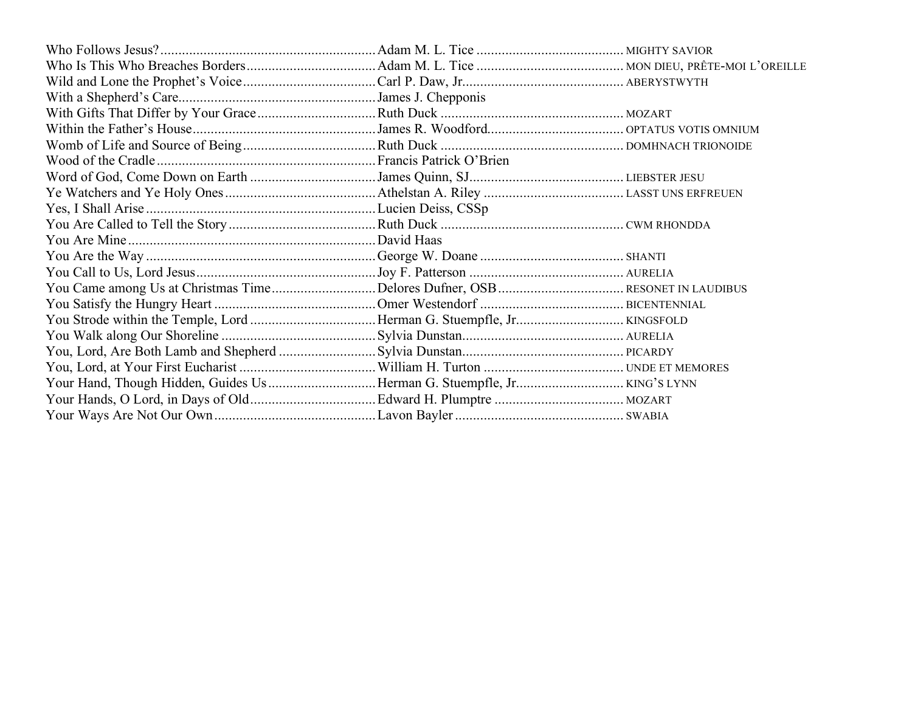| | | |
|---|---|---|
| Who Follows Jesus? | Adam M. L. Tice | MIGHTY SAVIOR |
| Who Is This Who Breaches Borders | Adam M. L. Tice | MON DIEU, PRÊTE-MOI L'OREILLE |
| Wild and Lone the Prophet's Voice | Carl P. Daw, Jr. | ABERYSTWYTH |
| With a Shepherd's Care | James J. Chepponis | |
| With Gifts That Differ by Your Grace | Ruth Duck | MOZART |
| Within the Father's House | James R. Woodford | OPTATUS VOTIS OMNIUM |
| Womb of Life and Source of Being | Ruth Duck | DOMHNACH TRIONOIDE |
| Wood of the Cradle | Francis Patrick O'Brien | |
| Word of God, Come Down on Earth | James Quinn, SJ | LIEBSTER JESU |
| Ye Watchers and Ye Holy Ones | Athelstan A. Riley | LASST UNS ERFREUEN |
| Yes, I Shall Arise | Lucien Deiss, CSSp | |
| You Are Called to Tell the Story | Ruth Duck | CWM RHONDDA |
| You Are Mine | David Haas | |
| You Are the Way | George W. Doane | SHANTI |
| You Call to Us, Lord Jesus | Joy F. Patterson | AURELIA |
| You Came among Us at Christmas Time | Delores Dufner, OSB | RESONET IN LAUDIBUS |
| You Satisfy the Hungry Heart | Omer Westendorf | BICENTENNIAL |
| You Strode within the Temple, Lord | Herman G. Stuempfle, Jr. | KINGSFOLD |
| You Walk along Our Shoreline | Sylvia Dunstan | AURELIA |
| You, Lord, Are Both Lamb and Shepherd | Sylvia Dunstan | PICARDY |
| You, Lord, at Your First Eucharist | William H. Turton | UNDE ET MEMORES |
| Your Hand, Though Hidden, Guides Us | Herman G. Stuempfle, Jr. | KING'S LYNN |
| Your Hands, O Lord, in Days of Old | Edward H. Plumptre | MOZART |
| Your Ways Are Not Our Own | Lavon Bayler | SWABIA |